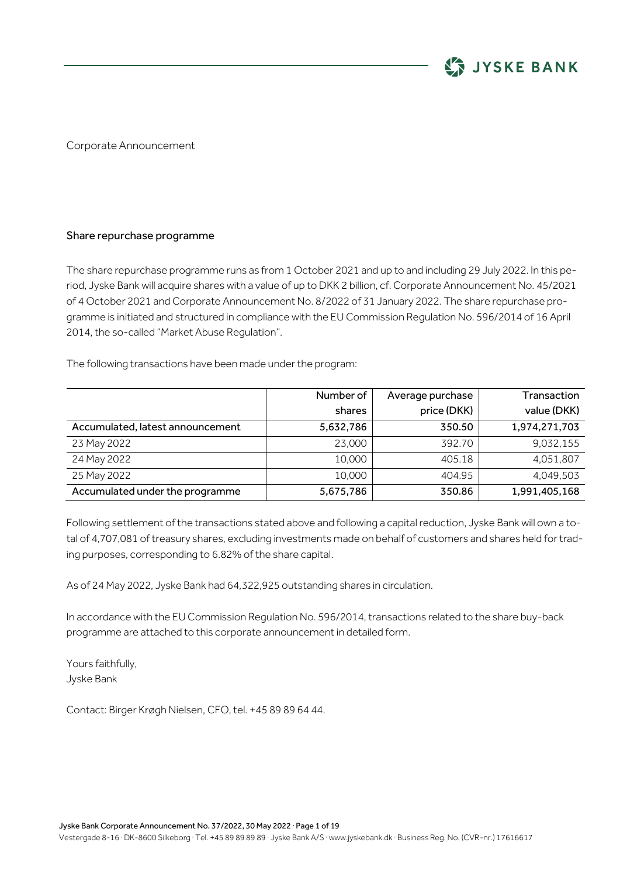Corporate Announcement

## Share repurchase programme

The share repurchase programme runs as from 1 October 2021 and up to and including 29 July 2022. In this period, Jyske Bank will acquire shares with a value of up to DKK 2 billion, cf. Corporate Announcement No. 45/2021 of 4 October 2021 and Corporate Announcement No. 8/2022 of 31 January 2022. The share repurchase programme is initiated and structured in compliance with the EU Commission Regulation No. 596/2014 of 16 April 2014, the so-called "Market Abuse Regulation".

The following transactions have been made under the program:

| | Number of shares | Average purchase price (DKK) | Transaction value (DKK) |
|---|---:|---:|---:|
| Accumulated, latest announcement | 5,632,786 | 350.50 | 1,974,271,703 |
| 23 May 2022 | 23,000 | 392.70 | 9,032,155 |
| 24 May 2022 | 10,000 | 405.18 | 4,051,807 |
| 25 May 2022 | 10,000 | 404.95 | 4,049,503 |
| Accumulated under the programme | 5,675,786 | 350.86 | 1,991,405,168 |

Following settlement of the transactions stated above and following a capital reduction, Jyske Bank will own a total of 4,707,081 of treasury shares, excluding investments made on behalf of customers and shares held for trading purposes, corresponding to 6.82% of the share capital.

As of 24 May 2022, Jyske Bank had 64,322,925 outstanding shares in circulation.

In accordance with the EU Commission Regulation No. 596/2014, transactions related to the share buy-back programme are attached to this corporate announcement in detailed form.

Yours faithfully,
Jyske Bank

Contact: Birger Krøgh Nielsen, CFO, tel. +45 89 89 64 44.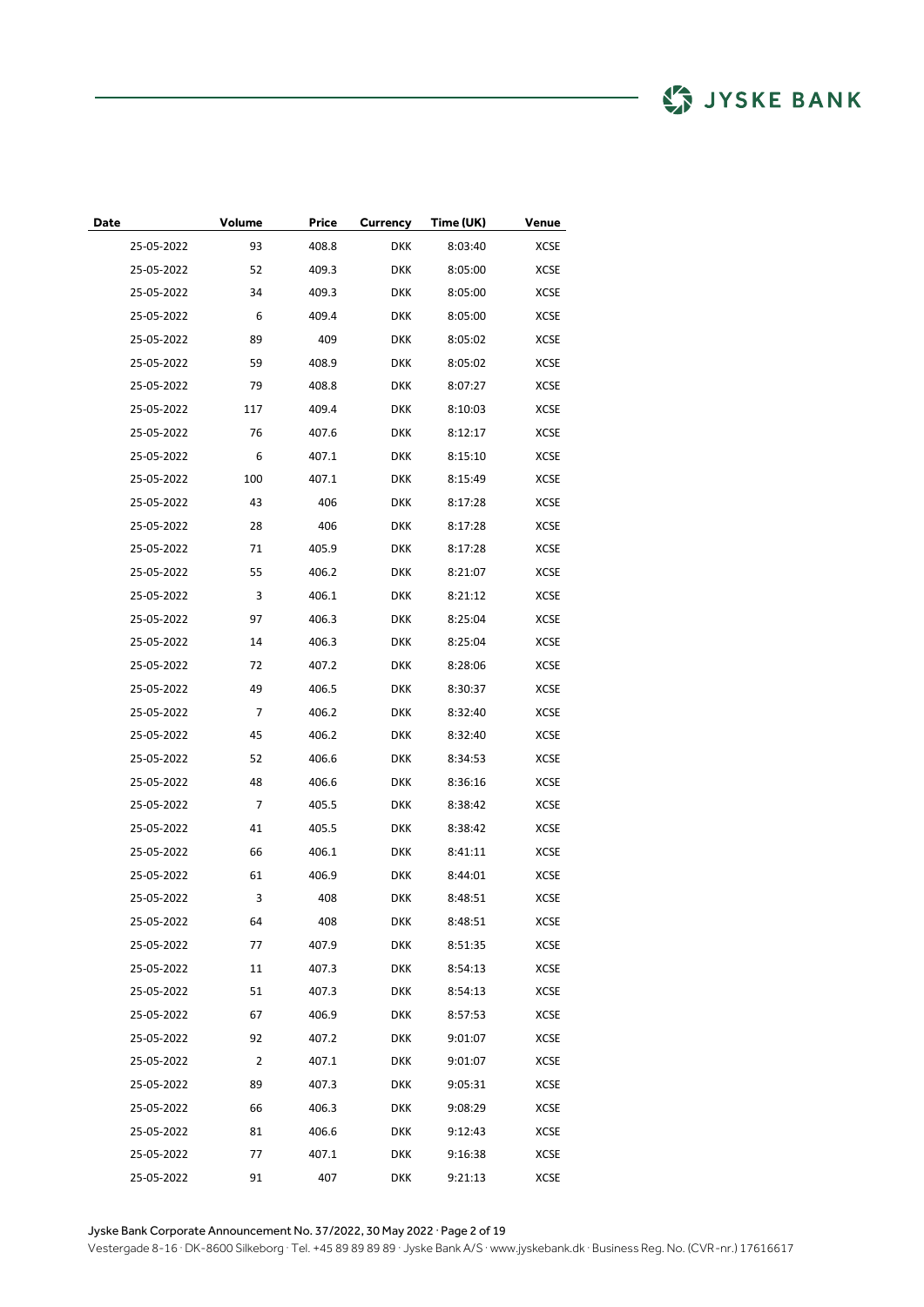| Date | Volume | Price | Currency | Time (UK) | Venue |
|---|---|---|---|---|---|
| 25-05-2022 | 93 | 408.8 | DKK | 8:03:40 | XCSE |
| 25-05-2022 | 52 | 409.3 | DKK | 8:05:00 | XCSE |
| 25-05-2022 | 34 | 409.3 | DKK | 8:05:00 | XCSE |
| 25-05-2022 | 6 | 409.4 | DKK | 8:05:00 | XCSE |
| 25-05-2022 | 89 | 409 | DKK | 8:05:02 | XCSE |
| 25-05-2022 | 59 | 408.9 | DKK | 8:05:02 | XCSE |
| 25-05-2022 | 79 | 408.8 | DKK | 8:07:27 | XCSE |
| 25-05-2022 | 117 | 409.4 | DKK | 8:10:03 | XCSE |
| 25-05-2022 | 76 | 407.6 | DKK | 8:12:17 | XCSE |
| 25-05-2022 | 6 | 407.1 | DKK | 8:15:10 | XCSE |
| 25-05-2022 | 100 | 407.1 | DKK | 8:15:49 | XCSE |
| 25-05-2022 | 43 | 406 | DKK | 8:17:28 | XCSE |
| 25-05-2022 | 28 | 406 | DKK | 8:17:28 | XCSE |
| 25-05-2022 | 71 | 405.9 | DKK | 8:17:28 | XCSE |
| 25-05-2022 | 55 | 406.2 | DKK | 8:21:07 | XCSE |
| 25-05-2022 | 3 | 406.1 | DKK | 8:21:12 | XCSE |
| 25-05-2022 | 97 | 406.3 | DKK | 8:25:04 | XCSE |
| 25-05-2022 | 14 | 406.3 | DKK | 8:25:04 | XCSE |
| 25-05-2022 | 72 | 407.2 | DKK | 8:28:06 | XCSE |
| 25-05-2022 | 49 | 406.5 | DKK | 8:30:37 | XCSE |
| 25-05-2022 | 7 | 406.2 | DKK | 8:32:40 | XCSE |
| 25-05-2022 | 45 | 406.2 | DKK | 8:32:40 | XCSE |
| 25-05-2022 | 52 | 406.6 | DKK | 8:34:53 | XCSE |
| 25-05-2022 | 48 | 406.6 | DKK | 8:36:16 | XCSE |
| 25-05-2022 | 7 | 405.5 | DKK | 8:38:42 | XCSE |
| 25-05-2022 | 41 | 405.5 | DKK | 8:38:42 | XCSE |
| 25-05-2022 | 66 | 406.1 | DKK | 8:41:11 | XCSE |
| 25-05-2022 | 61 | 406.9 | DKK | 8:44:01 | XCSE |
| 25-05-2022 | 3 | 408 | DKK | 8:48:51 | XCSE |
| 25-05-2022 | 64 | 408 | DKK | 8:48:51 | XCSE |
| 25-05-2022 | 77 | 407.9 | DKK | 8:51:35 | XCSE |
| 25-05-2022 | 11 | 407.3 | DKK | 8:54:13 | XCSE |
| 25-05-2022 | 51 | 407.3 | DKK | 8:54:13 | XCSE |
| 25-05-2022 | 67 | 406.9 | DKK | 8:57:53 | XCSE |
| 25-05-2022 | 92 | 407.2 | DKK | 9:01:07 | XCSE |
| 25-05-2022 | 2 | 407.1 | DKK | 9:01:07 | XCSE |
| 25-05-2022 | 89 | 407.3 | DKK | 9:05:31 | XCSE |
| 25-05-2022 | 66 | 406.3 | DKK | 9:08:29 | XCSE |
| 25-05-2022 | 81 | 406.6 | DKK | 9:12:43 | XCSE |
| 25-05-2022 | 77 | 407.1 | DKK | 9:16:38 | XCSE |
| 25-05-2022 | 91 | 407 | DKK | 9:21:13 | XCSE |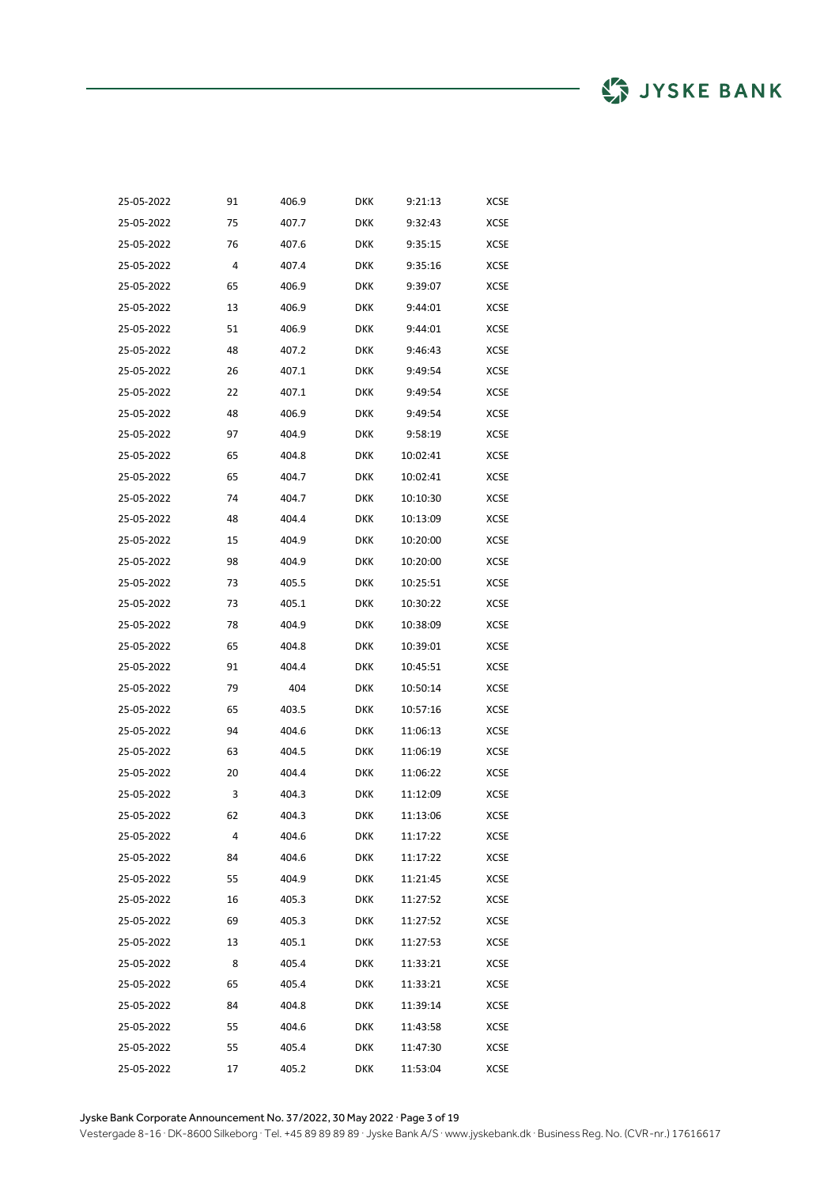| | | | | | |
|---|---|---|---|---|---|
| 25-05-2022 | 91 | 406.9 | DKK | 9:21:13 | XCSE |
| 25-05-2022 | 75 | 407.7 | DKK | 9:32:43 | XCSE |
| 25-05-2022 | 76 | 407.6 | DKK | 9:35:15 | XCSE |
| 25-05-2022 | 4 | 407.4 | DKK | 9:35:16 | XCSE |
| 25-05-2022 | 65 | 406.9 | DKK | 9:39:07 | XCSE |
| 25-05-2022 | 13 | 406.9 | DKK | 9:44:01 | XCSE |
| 25-05-2022 | 51 | 406.9 | DKK | 9:44:01 | XCSE |
| 25-05-2022 | 48 | 407.2 | DKK | 9:46:43 | XCSE |
| 25-05-2022 | 26 | 407.1 | DKK | 9:49:54 | XCSE |
| 25-05-2022 | 22 | 407.1 | DKK | 9:49:54 | XCSE |
| 25-05-2022 | 48 | 406.9 | DKK | 9:49:54 | XCSE |
| 25-05-2022 | 97 | 404.9 | DKK | 9:58:19 | XCSE |
| 25-05-2022 | 65 | 404.8 | DKK | 10:02:41 | XCSE |
| 25-05-2022 | 65 | 404.7 | DKK | 10:02:41 | XCSE |
| 25-05-2022 | 74 | 404.7 | DKK | 10:10:30 | XCSE |
| 25-05-2022 | 48 | 404.4 | DKK | 10:13:09 | XCSE |
| 25-05-2022 | 15 | 404.9 | DKK | 10:20:00 | XCSE |
| 25-05-2022 | 98 | 404.9 | DKK | 10:20:00 | XCSE |
| 25-05-2022 | 73 | 405.5 | DKK | 10:25:51 | XCSE |
| 25-05-2022 | 73 | 405.1 | DKK | 10:30:22 | XCSE |
| 25-05-2022 | 78 | 404.9 | DKK | 10:38:09 | XCSE |
| 25-05-2022 | 65 | 404.8 | DKK | 10:39:01 | XCSE |
| 25-05-2022 | 91 | 404.4 | DKK | 10:45:51 | XCSE |
| 25-05-2022 | 79 | 404 | DKK | 10:50:14 | XCSE |
| 25-05-2022 | 65 | 403.5 | DKK | 10:57:16 | XCSE |
| 25-05-2022 | 94 | 404.6 | DKK | 11:06:13 | XCSE |
| 25-05-2022 | 63 | 404.5 | DKK | 11:06:19 | XCSE |
| 25-05-2022 | 20 | 404.4 | DKK | 11:06:22 | XCSE |
| 25-05-2022 | 3 | 404.3 | DKK | 11:12:09 | XCSE |
| 25-05-2022 | 62 | 404.3 | DKK | 11:13:06 | XCSE |
| 25-05-2022 | 4 | 404.6 | DKK | 11:17:22 | XCSE |
| 25-05-2022 | 84 | 404.6 | DKK | 11:17:22 | XCSE |
| 25-05-2022 | 55 | 404.9 | DKK | 11:21:45 | XCSE |
| 25-05-2022 | 16 | 405.3 | DKK | 11:27:52 | XCSE |
| 25-05-2022 | 69 | 405.3 | DKK | 11:27:52 | XCSE |
| 25-05-2022 | 13 | 405.1 | DKK | 11:27:53 | XCSE |
| 25-05-2022 | 8 | 405.4 | DKK | 11:33:21 | XCSE |
| 25-05-2022 | 65 | 405.4 | DKK | 11:33:21 | XCSE |
| 25-05-2022 | 84 | 404.8 | DKK | 11:39:14 | XCSE |
| 25-05-2022 | 55 | 404.6 | DKK | 11:43:58 | XCSE |
| 25-05-2022 | 55 | 405.4 | DKK | 11:47:30 | XCSE |
| 25-05-2022 | 17 | 405.2 | DKK | 11:53:04 | XCSE |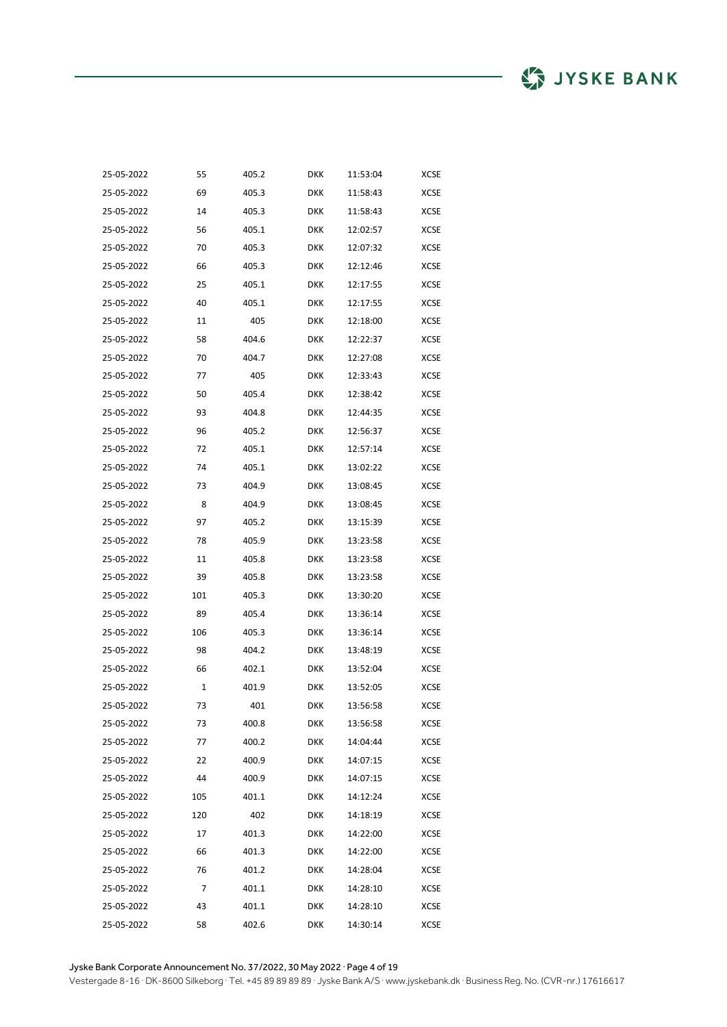| | | | | | |
|---|---|---|---|---|---|
| 25-05-2022 | 55 | 405.2 | DKK | 11:53:04 | XCSE |
| 25-05-2022 | 69 | 405.3 | DKK | 11:58:43 | XCSE |
| 25-05-2022 | 14 | 405.3 | DKK | 11:58:43 | XCSE |
| 25-05-2022 | 56 | 405.1 | DKK | 12:02:57 | XCSE |
| 25-05-2022 | 70 | 405.3 | DKK | 12:07:32 | XCSE |
| 25-05-2022 | 66 | 405.3 | DKK | 12:12:46 | XCSE |
| 25-05-2022 | 25 | 405.1 | DKK | 12:17:55 | XCSE |
| 25-05-2022 | 40 | 405.1 | DKK | 12:17:55 | XCSE |
| 25-05-2022 | 11 | 405 | DKK | 12:18:00 | XCSE |
| 25-05-2022 | 58 | 404.6 | DKK | 12:22:37 | XCSE |
| 25-05-2022 | 70 | 404.7 | DKK | 12:27:08 | XCSE |
| 25-05-2022 | 77 | 405 | DKK | 12:33:43 | XCSE |
| 25-05-2022 | 50 | 405.4 | DKK | 12:38:42 | XCSE |
| 25-05-2022 | 93 | 404.8 | DKK | 12:44:35 | XCSE |
| 25-05-2022 | 96 | 405.2 | DKK | 12:56:37 | XCSE |
| 25-05-2022 | 72 | 405.1 | DKK | 12:57:14 | XCSE |
| 25-05-2022 | 74 | 405.1 | DKK | 13:02:22 | XCSE |
| 25-05-2022 | 73 | 404.9 | DKK | 13:08:45 | XCSE |
| 25-05-2022 | 8 | 404.9 | DKK | 13:08:45 | XCSE |
| 25-05-2022 | 97 | 405.2 | DKK | 13:15:39 | XCSE |
| 25-05-2022 | 78 | 405.9 | DKK | 13:23:58 | XCSE |
| 25-05-2022 | 11 | 405.8 | DKK | 13:23:58 | XCSE |
| 25-05-2022 | 39 | 405.8 | DKK | 13:23:58 | XCSE |
| 25-05-2022 | 101 | 405.3 | DKK | 13:30:20 | XCSE |
| 25-05-2022 | 89 | 405.4 | DKK | 13:36:14 | XCSE |
| 25-05-2022 | 106 | 405.3 | DKK | 13:36:14 | XCSE |
| 25-05-2022 | 98 | 404.2 | DKK | 13:48:19 | XCSE |
| 25-05-2022 | 66 | 402.1 | DKK | 13:52:04 | XCSE |
| 25-05-2022 | 1 | 401.9 | DKK | 13:52:05 | XCSE |
| 25-05-2022 | 73 | 401 | DKK | 13:56:58 | XCSE |
| 25-05-2022 | 73 | 400.8 | DKK | 13:56:58 | XCSE |
| 25-05-2022 | 77 | 400.2 | DKK | 14:04:44 | XCSE |
| 25-05-2022 | 22 | 400.9 | DKK | 14:07:15 | XCSE |
| 25-05-2022 | 44 | 400.9 | DKK | 14:07:15 | XCSE |
| 25-05-2022 | 105 | 401.1 | DKK | 14:12:24 | XCSE |
| 25-05-2022 | 120 | 402 | DKK | 14:18:19 | XCSE |
| 25-05-2022 | 17 | 401.3 | DKK | 14:22:00 | XCSE |
| 25-05-2022 | 66 | 401.3 | DKK | 14:22:00 | XCSE |
| 25-05-2022 | 76 | 401.2 | DKK | 14:28:04 | XCSE |
| 25-05-2022 | 7 | 401.1 | DKK | 14:28:10 | XCSE |
| 25-05-2022 | 43 | 401.1 | DKK | 14:28:10 | XCSE |
| 25-05-2022 | 58 | 402.6 | DKK | 14:30:14 | XCSE |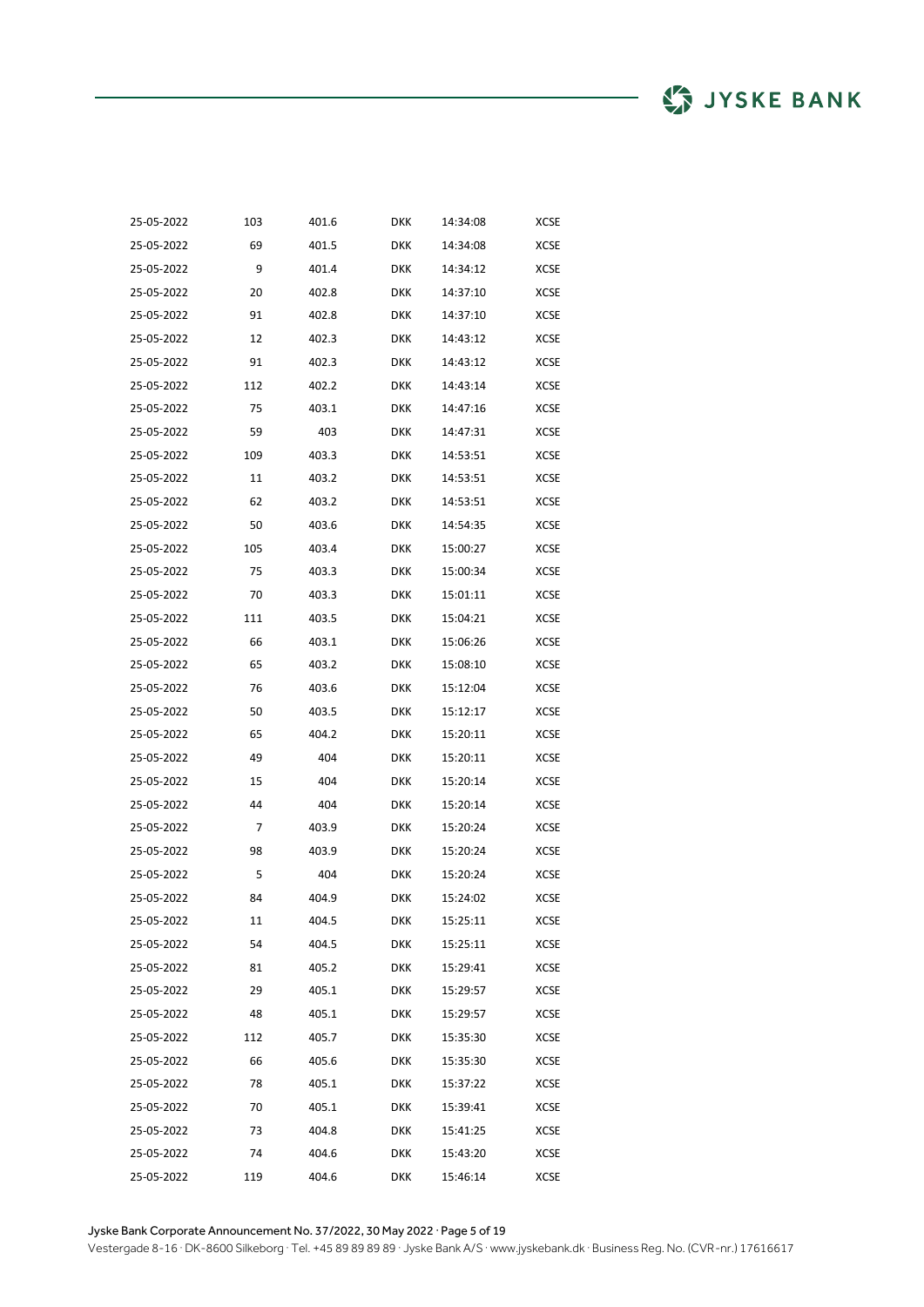| | | | | |
|---|---|---|---|---|
| 25-05-2022 | 103 | 401.6 | DKK | 14:34:08 | XCSE |
| 25-05-2022 | 69 | 401.5 | DKK | 14:34:08 | XCSE |
| 25-05-2022 | 9 | 401.4 | DKK | 14:34:12 | XCSE |
| 25-05-2022 | 20 | 402.8 | DKK | 14:37:10 | XCSE |
| 25-05-2022 | 91 | 402.8 | DKK | 14:37:10 | XCSE |
| 25-05-2022 | 12 | 402.3 | DKK | 14:43:12 | XCSE |
| 25-05-2022 | 91 | 402.3 | DKK | 14:43:12 | XCSE |
| 25-05-2022 | 112 | 402.2 | DKK | 14:43:14 | XCSE |
| 25-05-2022 | 75 | 403.1 | DKK | 14:47:16 | XCSE |
| 25-05-2022 | 59 | 403 | DKK | 14:47:31 | XCSE |
| 25-05-2022 | 109 | 403.3 | DKK | 14:53:51 | XCSE |
| 25-05-2022 | 11 | 403.2 | DKK | 14:53:51 | XCSE |
| 25-05-2022 | 62 | 403.2 | DKK | 14:53:51 | XCSE |
| 25-05-2022 | 50 | 403.6 | DKK | 14:54:35 | XCSE |
| 25-05-2022 | 105 | 403.4 | DKK | 15:00:27 | XCSE |
| 25-05-2022 | 75 | 403.3 | DKK | 15:00:34 | XCSE |
| 25-05-2022 | 70 | 403.3 | DKK | 15:01:11 | XCSE |
| 25-05-2022 | 111 | 403.5 | DKK | 15:04:21 | XCSE |
| 25-05-2022 | 66 | 403.1 | DKK | 15:06:26 | XCSE |
| 25-05-2022 | 65 | 403.2 | DKK | 15:08:10 | XCSE |
| 25-05-2022 | 76 | 403.6 | DKK | 15:12:04 | XCSE |
| 25-05-2022 | 50 | 403.5 | DKK | 15:12:17 | XCSE |
| 25-05-2022 | 65 | 404.2 | DKK | 15:20:11 | XCSE |
| 25-05-2022 | 49 | 404 | DKK | 15:20:11 | XCSE |
| 25-05-2022 | 15 | 404 | DKK | 15:20:14 | XCSE |
| 25-05-2022 | 44 | 404 | DKK | 15:20:14 | XCSE |
| 25-05-2022 | 7 | 403.9 | DKK | 15:20:24 | XCSE |
| 25-05-2022 | 98 | 403.9 | DKK | 15:20:24 | XCSE |
| 25-05-2022 | 5 | 404 | DKK | 15:20:24 | XCSE |
| 25-05-2022 | 84 | 404.9 | DKK | 15:24:02 | XCSE |
| 25-05-2022 | 11 | 404.5 | DKK | 15:25:11 | XCSE |
| 25-05-2022 | 54 | 404.5 | DKK | 15:25:11 | XCSE |
| 25-05-2022 | 81 | 405.2 | DKK | 15:29:41 | XCSE |
| 25-05-2022 | 29 | 405.1 | DKK | 15:29:57 | XCSE |
| 25-05-2022 | 48 | 405.1 | DKK | 15:29:57 | XCSE |
| 25-05-2022 | 112 | 405.7 | DKK | 15:35:30 | XCSE |
| 25-05-2022 | 66 | 405.6 | DKK | 15:35:30 | XCSE |
| 25-05-2022 | 78 | 405.1 | DKK | 15:37:22 | XCSE |
| 25-05-2022 | 70 | 405.1 | DKK | 15:39:41 | XCSE |
| 25-05-2022 | 73 | 404.8 | DKK | 15:41:25 | XCSE |
| 25-05-2022 | 74 | 404.6 | DKK | 15:43:20 | XCSE |
| 25-05-2022 | 119 | 404.6 | DKK | 15:46:14 | XCSE |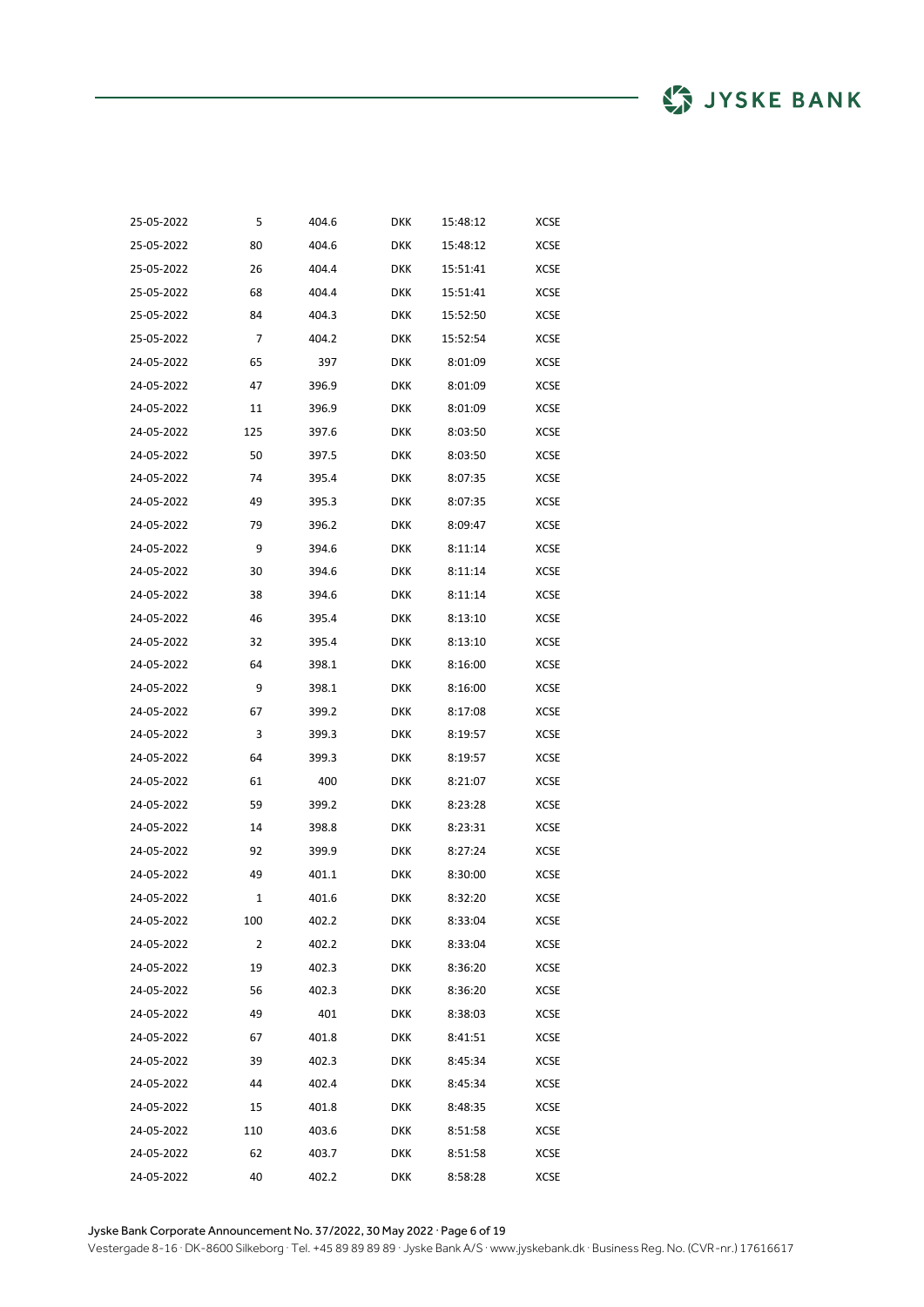| | | | | | |
|---|---|---|---|---|---|
| 25-05-2022 | 5 | 404.6 | DKK | 15:48:12 | XCSE |
| 25-05-2022 | 80 | 404.6 | DKK | 15:48:12 | XCSE |
| 25-05-2022 | 26 | 404.4 | DKK | 15:51:41 | XCSE |
| 25-05-2022 | 68 | 404.4 | DKK | 15:51:41 | XCSE |
| 25-05-2022 | 84 | 404.3 | DKK | 15:52:50 | XCSE |
| 25-05-2022 | 7 | 404.2 | DKK | 15:52:54 | XCSE |
| 24-05-2022 | 65 | 397 | DKK | 8:01:09 | XCSE |
| 24-05-2022 | 47 | 396.9 | DKK | 8:01:09 | XCSE |
| 24-05-2022 | 11 | 396.9 | DKK | 8:01:09 | XCSE |
| 24-05-2022 | 125 | 397.6 | DKK | 8:03:50 | XCSE |
| 24-05-2022 | 50 | 397.5 | DKK | 8:03:50 | XCSE |
| 24-05-2022 | 74 | 395.4 | DKK | 8:07:35 | XCSE |
| 24-05-2022 | 49 | 395.3 | DKK | 8:07:35 | XCSE |
| 24-05-2022 | 79 | 396.2 | DKK | 8:09:47 | XCSE |
| 24-05-2022 | 9 | 394.6 | DKK | 8:11:14 | XCSE |
| 24-05-2022 | 30 | 394.6 | DKK | 8:11:14 | XCSE |
| 24-05-2022 | 38 | 394.6 | DKK | 8:11:14 | XCSE |
| 24-05-2022 | 46 | 395.4 | DKK | 8:13:10 | XCSE |
| 24-05-2022 | 32 | 395.4 | DKK | 8:13:10 | XCSE |
| 24-05-2022 | 64 | 398.1 | DKK | 8:16:00 | XCSE |
| 24-05-2022 | 9 | 398.1 | DKK | 8:16:00 | XCSE |
| 24-05-2022 | 67 | 399.2 | DKK | 8:17:08 | XCSE |
| 24-05-2022 | 3 | 399.3 | DKK | 8:19:57 | XCSE |
| 24-05-2022 | 64 | 399.3 | DKK | 8:19:57 | XCSE |
| 24-05-2022 | 61 | 400 | DKK | 8:21:07 | XCSE |
| 24-05-2022 | 59 | 399.2 | DKK | 8:23:28 | XCSE |
| 24-05-2022 | 14 | 398.8 | DKK | 8:23:31 | XCSE |
| 24-05-2022 | 92 | 399.9 | DKK | 8:27:24 | XCSE |
| 24-05-2022 | 49 | 401.1 | DKK | 8:30:00 | XCSE |
| 24-05-2022 | 1 | 401.6 | DKK | 8:32:20 | XCSE |
| 24-05-2022 | 100 | 402.2 | DKK | 8:33:04 | XCSE |
| 24-05-2022 | 2 | 402.2 | DKK | 8:33:04 | XCSE |
| 24-05-2022 | 19 | 402.3 | DKK | 8:36:20 | XCSE |
| 24-05-2022 | 56 | 402.3 | DKK | 8:36:20 | XCSE |
| 24-05-2022 | 49 | 401 | DKK | 8:38:03 | XCSE |
| 24-05-2022 | 67 | 401.8 | DKK | 8:41:51 | XCSE |
| 24-05-2022 | 39 | 402.3 | DKK | 8:45:34 | XCSE |
| 24-05-2022 | 44 | 402.4 | DKK | 8:45:34 | XCSE |
| 24-05-2022 | 15 | 401.8 | DKK | 8:48:35 | XCSE |
| 24-05-2022 | 110 | 403.6 | DKK | 8:51:58 | XCSE |
| 24-05-2022 | 62 | 403.7 | DKK | 8:51:58 | XCSE |
| 24-05-2022 | 40 | 402.2 | DKK | 8:58:28 | XCSE |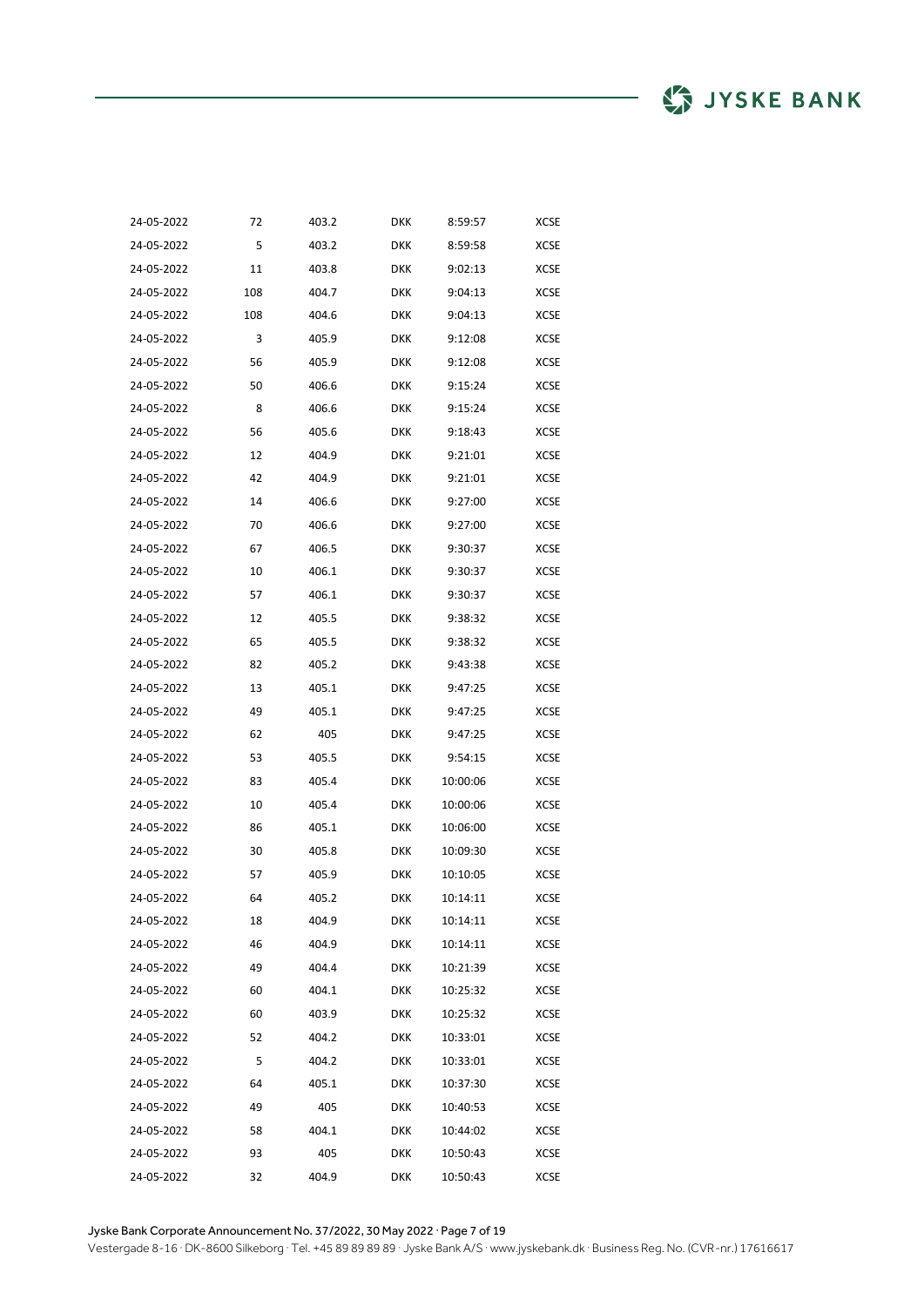| | | | | | |
|---|---|---|---|---|---|
| 24-05-2022 | 72 | 403.2 | DKK | 8:59:57 | XCSE |
| 24-05-2022 | 5 | 403.2 | DKK | 8:59:58 | XCSE |
| 24-05-2022 | 11 | 403.8 | DKK | 9:02:13 | XCSE |
| 24-05-2022 | 108 | 404.7 | DKK | 9:04:13 | XCSE |
| 24-05-2022 | 108 | 404.6 | DKK | 9:04:13 | XCSE |
| 24-05-2022 | 3 | 405.9 | DKK | 9:12:08 | XCSE |
| 24-05-2022 | 56 | 405.9 | DKK | 9:12:08 | XCSE |
| 24-05-2022 | 50 | 406.6 | DKK | 9:15:24 | XCSE |
| 24-05-2022 | 8 | 406.6 | DKK | 9:15:24 | XCSE |
| 24-05-2022 | 56 | 405.6 | DKK | 9:18:43 | XCSE |
| 24-05-2022 | 12 | 404.9 | DKK | 9:21:01 | XCSE |
| 24-05-2022 | 42 | 404.9 | DKK | 9:21:01 | XCSE |
| 24-05-2022 | 14 | 406.6 | DKK | 9:27:00 | XCSE |
| 24-05-2022 | 70 | 406.6 | DKK | 9:27:00 | XCSE |
| 24-05-2022 | 67 | 406.5 | DKK | 9:30:37 | XCSE |
| 24-05-2022 | 10 | 406.1 | DKK | 9:30:37 | XCSE |
| 24-05-2022 | 57 | 406.1 | DKK | 9:30:37 | XCSE |
| 24-05-2022 | 12 | 405.5 | DKK | 9:38:32 | XCSE |
| 24-05-2022 | 65 | 405.5 | DKK | 9:38:32 | XCSE |
| 24-05-2022 | 82 | 405.2 | DKK | 9:43:38 | XCSE |
| 24-05-2022 | 13 | 405.1 | DKK | 9:47:25 | XCSE |
| 24-05-2022 | 49 | 405.1 | DKK | 9:47:25 | XCSE |
| 24-05-2022 | 62 | 405 | DKK | 9:47:25 | XCSE |
| 24-05-2022 | 53 | 405.5 | DKK | 9:54:15 | XCSE |
| 24-05-2022 | 83 | 405.4 | DKK | 10:00:06 | XCSE |
| 24-05-2022 | 10 | 405.4 | DKK | 10:00:06 | XCSE |
| 24-05-2022 | 86 | 405.1 | DKK | 10:06:00 | XCSE |
| 24-05-2022 | 30 | 405.8 | DKK | 10:09:30 | XCSE |
| 24-05-2022 | 57 | 405.9 | DKK | 10:10:05 | XCSE |
| 24-05-2022 | 64 | 405.2 | DKK | 10:14:11 | XCSE |
| 24-05-2022 | 18 | 404.9 | DKK | 10:14:11 | XCSE |
| 24-05-2022 | 46 | 404.9 | DKK | 10:14:11 | XCSE |
| 24-05-2022 | 49 | 404.4 | DKK | 10:21:39 | XCSE |
| 24-05-2022 | 60 | 404.1 | DKK | 10:25:32 | XCSE |
| 24-05-2022 | 60 | 403.9 | DKK | 10:25:32 | XCSE |
| 24-05-2022 | 52 | 404.2 | DKK | 10:33:01 | XCSE |
| 24-05-2022 | 5 | 404.2 | DKK | 10:33:01 | XCSE |
| 24-05-2022 | 64 | 405.1 | DKK | 10:37:30 | XCSE |
| 24-05-2022 | 49 | 405 | DKK | 10:40:53 | XCSE |
| 24-05-2022 | 58 | 404.1 | DKK | 10:44:02 | XCSE |
| 24-05-2022 | 93 | 405 | DKK | 10:50:43 | XCSE |
| 24-05-2022 | 32 | 404.9 | DKK | 10:50:43 | XCSE |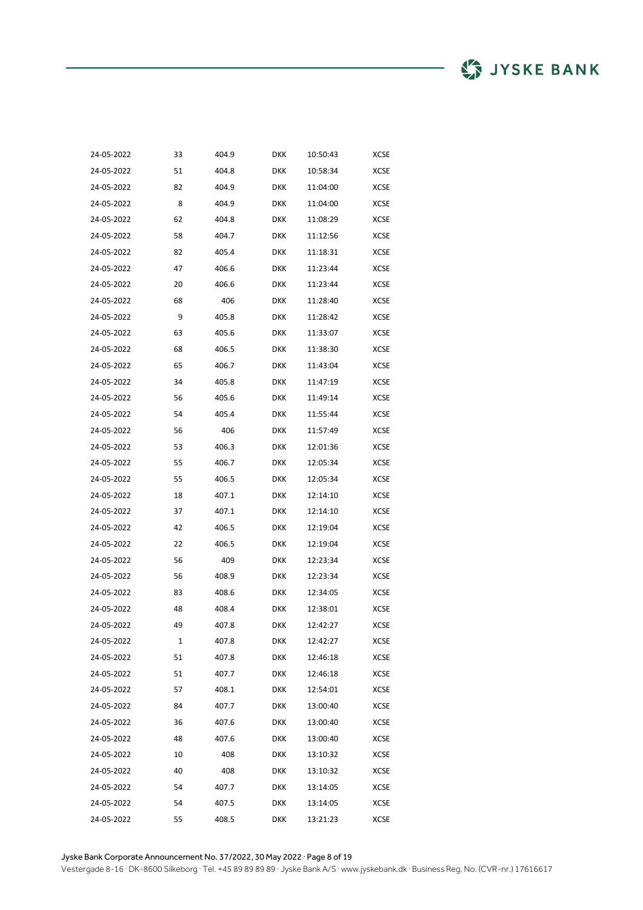| | | | | | |
|---|---|---|---|---|---|
| 24-05-2022 | 33 | 404.9 | DKK | 10:50:43 | XCSE |
| 24-05-2022 | 51 | 404.8 | DKK | 10:58:34 | XCSE |
| 24-05-2022 | 82 | 404.9 | DKK | 11:04:00 | XCSE |
| 24-05-2022 | 8 | 404.9 | DKK | 11:04:00 | XCSE |
| 24-05-2022 | 62 | 404.8 | DKK | 11:08:29 | XCSE |
| 24-05-2022 | 58 | 404.7 | DKK | 11:12:56 | XCSE |
| 24-05-2022 | 82 | 405.4 | DKK | 11:18:31 | XCSE |
| 24-05-2022 | 47 | 406.6 | DKK | 11:23:44 | XCSE |
| 24-05-2022 | 20 | 406.6 | DKK | 11:23:44 | XCSE |
| 24-05-2022 | 68 | 406 | DKK | 11:28:40 | XCSE |
| 24-05-2022 | 9 | 405.8 | DKK | 11:28:42 | XCSE |
| 24-05-2022 | 63 | 405.6 | DKK | 11:33:07 | XCSE |
| 24-05-2022 | 68 | 406.5 | DKK | 11:38:30 | XCSE |
| 24-05-2022 | 65 | 406.7 | DKK | 11:43:04 | XCSE |
| 24-05-2022 | 34 | 405.8 | DKK | 11:47:19 | XCSE |
| 24-05-2022 | 56 | 405.6 | DKK | 11:49:14 | XCSE |
| 24-05-2022 | 54 | 405.4 | DKK | 11:55:44 | XCSE |
| 24-05-2022 | 56 | 406 | DKK | 11:57:49 | XCSE |
| 24-05-2022 | 53 | 406.3 | DKK | 12:01:36 | XCSE |
| 24-05-2022 | 55 | 406.7 | DKK | 12:05:34 | XCSE |
| 24-05-2022 | 55 | 406.5 | DKK | 12:05:34 | XCSE |
| 24-05-2022 | 18 | 407.1 | DKK | 12:14:10 | XCSE |
| 24-05-2022 | 37 | 407.1 | DKK | 12:14:10 | XCSE |
| 24-05-2022 | 42 | 406.5 | DKK | 12:19:04 | XCSE |
| 24-05-2022 | 22 | 406.5 | DKK | 12:19:04 | XCSE |
| 24-05-2022 | 56 | 409 | DKK | 12:23:34 | XCSE |
| 24-05-2022 | 56 | 408.9 | DKK | 12:23:34 | XCSE |
| 24-05-2022 | 83 | 408.6 | DKK | 12:34:05 | XCSE |
| 24-05-2022 | 48 | 408.4 | DKK | 12:38:01 | XCSE |
| 24-05-2022 | 49 | 407.8 | DKK | 12:42:27 | XCSE |
| 24-05-2022 | 1 | 407.8 | DKK | 12:42:27 | XCSE |
| 24-05-2022 | 51 | 407.8 | DKK | 12:46:18 | XCSE |
| 24-05-2022 | 51 | 407.7 | DKK | 12:46:18 | XCSE |
| 24-05-2022 | 57 | 408.1 | DKK | 12:54:01 | XCSE |
| 24-05-2022 | 84 | 407.7 | DKK | 13:00:40 | XCSE |
| 24-05-2022 | 36 | 407.6 | DKK | 13:00:40 | XCSE |
| 24-05-2022 | 48 | 407.6 | DKK | 13:00:40 | XCSE |
| 24-05-2022 | 10 | 408 | DKK | 13:10:32 | XCSE |
| 24-05-2022 | 40 | 408 | DKK | 13:10:32 | XCSE |
| 24-05-2022 | 54 | 407.7 | DKK | 13:14:05 | XCSE |
| 24-05-2022 | 54 | 407.5 | DKK | 13:14:05 | XCSE |
| 24-05-2022 | 55 | 408.5 | DKK | 13:21:23 | XCSE |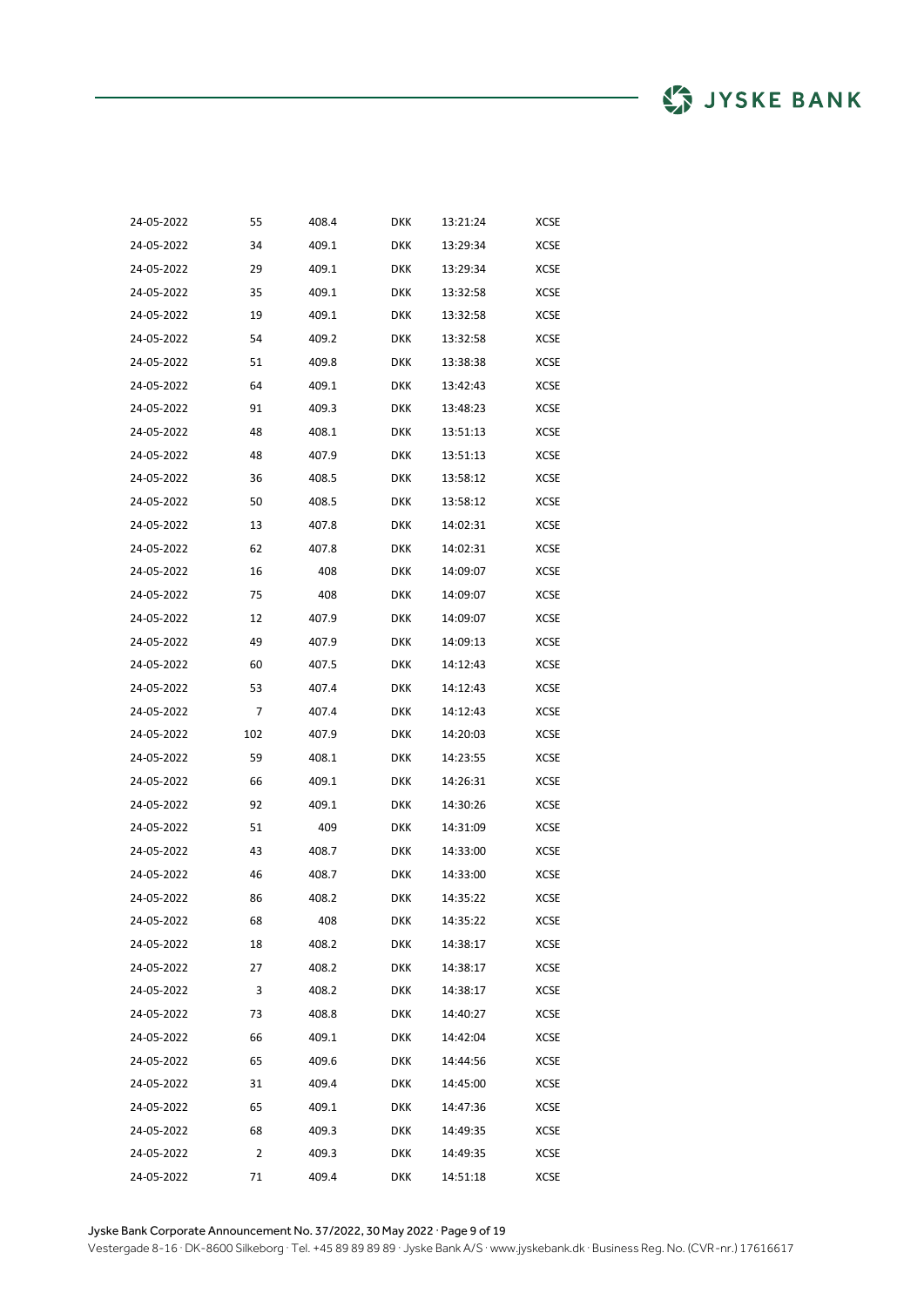| | | | | | |
|---|---|---|---|---|---|
| 24-05-2022 | 55 | 408.4 | DKK | 13:21:24 | XCSE |
| 24-05-2022 | 34 | 409.1 | DKK | 13:29:34 | XCSE |
| 24-05-2022 | 29 | 409.1 | DKK | 13:29:34 | XCSE |
| 24-05-2022 | 35 | 409.1 | DKK | 13:32:58 | XCSE |
| 24-05-2022 | 19 | 409.1 | DKK | 13:32:58 | XCSE |
| 24-05-2022 | 54 | 409.2 | DKK | 13:32:58 | XCSE |
| 24-05-2022 | 51 | 409.8 | DKK | 13:38:38 | XCSE |
| 24-05-2022 | 64 | 409.1 | DKK | 13:42:43 | XCSE |
| 24-05-2022 | 91 | 409.3 | DKK | 13:48:23 | XCSE |
| 24-05-2022 | 48 | 408.1 | DKK | 13:51:13 | XCSE |
| 24-05-2022 | 48 | 407.9 | DKK | 13:51:13 | XCSE |
| 24-05-2022 | 36 | 408.5 | DKK | 13:58:12 | XCSE |
| 24-05-2022 | 50 | 408.5 | DKK | 13:58:12 | XCSE |
| 24-05-2022 | 13 | 407.8 | DKK | 14:02:31 | XCSE |
| 24-05-2022 | 62 | 407.8 | DKK | 14:02:31 | XCSE |
| 24-05-2022 | 16 | 408 | DKK | 14:09:07 | XCSE |
| 24-05-2022 | 75 | 408 | DKK | 14:09:07 | XCSE |
| 24-05-2022 | 12 | 407.9 | DKK | 14:09:07 | XCSE |
| 24-05-2022 | 49 | 407.9 | DKK | 14:09:13 | XCSE |
| 24-05-2022 | 60 | 407.5 | DKK | 14:12:43 | XCSE |
| 24-05-2022 | 53 | 407.4 | DKK | 14:12:43 | XCSE |
| 24-05-2022 | 7 | 407.4 | DKK | 14:12:43 | XCSE |
| 24-05-2022 | 102 | 407.9 | DKK | 14:20:03 | XCSE |
| 24-05-2022 | 59 | 408.1 | DKK | 14:23:55 | XCSE |
| 24-05-2022 | 66 | 409.1 | DKK | 14:26:31 | XCSE |
| 24-05-2022 | 92 | 409.1 | DKK | 14:30:26 | XCSE |
| 24-05-2022 | 51 | 409 | DKK | 14:31:09 | XCSE |
| 24-05-2022 | 43 | 408.7 | DKK | 14:33:00 | XCSE |
| 24-05-2022 | 46 | 408.7 | DKK | 14:33:00 | XCSE |
| 24-05-2022 | 86 | 408.2 | DKK | 14:35:22 | XCSE |
| 24-05-2022 | 68 | 408 | DKK | 14:35:22 | XCSE |
| 24-05-2022 | 18 | 408.2 | DKK | 14:38:17 | XCSE |
| 24-05-2022 | 27 | 408.2 | DKK | 14:38:17 | XCSE |
| 24-05-2022 | 3 | 408.2 | DKK | 14:38:17 | XCSE |
| 24-05-2022 | 73 | 408.8 | DKK | 14:40:27 | XCSE |
| 24-05-2022 | 66 | 409.1 | DKK | 14:42:04 | XCSE |
| 24-05-2022 | 65 | 409.6 | DKK | 14:44:56 | XCSE |
| 24-05-2022 | 31 | 409.4 | DKK | 14:45:00 | XCSE |
| 24-05-2022 | 65 | 409.1 | DKK | 14:47:36 | XCSE |
| 24-05-2022 | 68 | 409.3 | DKK | 14:49:35 | XCSE |
| 24-05-2022 | 2 | 409.3 | DKK | 14:49:35 | XCSE |
| 24-05-2022 | 71 | 409.4 | DKK | 14:51:18 | XCSE |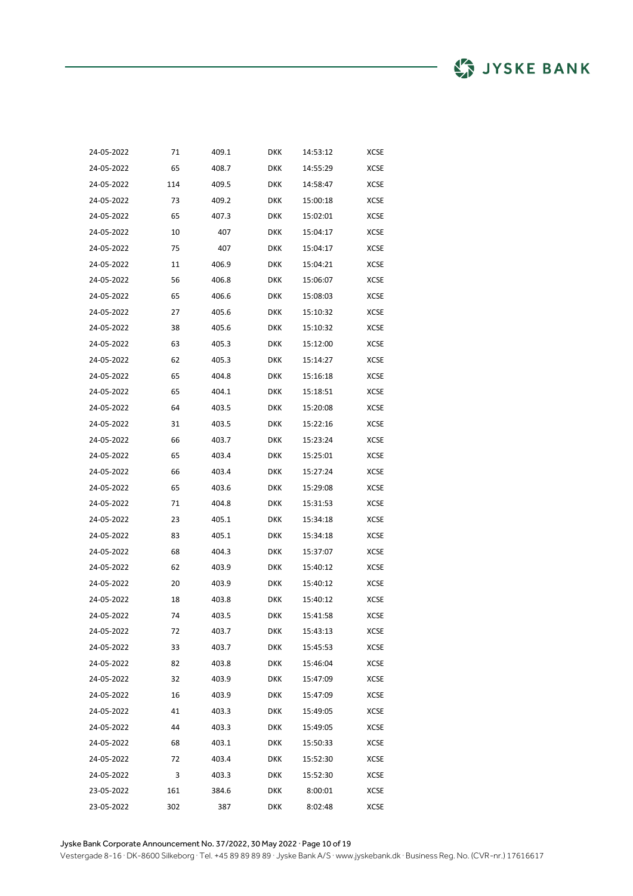| | | | | | |
|---|---|---|---|---|---|
| 24-05-2022 | 71 | 409.1 | DKK | 14:53:12 | XCSE |
| 24-05-2022 | 65 | 408.7 | DKK | 14:55:29 | XCSE |
| 24-05-2022 | 114 | 409.5 | DKK | 14:58:47 | XCSE |
| 24-05-2022 | 73 | 409.2 | DKK | 15:00:18 | XCSE |
| 24-05-2022 | 65 | 407.3 | DKK | 15:02:01 | XCSE |
| 24-05-2022 | 10 | 407 | DKK | 15:04:17 | XCSE |
| 24-05-2022 | 75 | 407 | DKK | 15:04:17 | XCSE |
| 24-05-2022 | 11 | 406.9 | DKK | 15:04:21 | XCSE |
| 24-05-2022 | 56 | 406.8 | DKK | 15:06:07 | XCSE |
| 24-05-2022 | 65 | 406.6 | DKK | 15:08:03 | XCSE |
| 24-05-2022 | 27 | 405.6 | DKK | 15:10:32 | XCSE |
| 24-05-2022 | 38 | 405.6 | DKK | 15:10:32 | XCSE |
| 24-05-2022 | 63 | 405.3 | DKK | 15:12:00 | XCSE |
| 24-05-2022 | 62 | 405.3 | DKK | 15:14:27 | XCSE |
| 24-05-2022 | 65 | 404.8 | DKK | 15:16:18 | XCSE |
| 24-05-2022 | 65 | 404.1 | DKK | 15:18:51 | XCSE |
| 24-05-2022 | 64 | 403.5 | DKK | 15:20:08 | XCSE |
| 24-05-2022 | 31 | 403.5 | DKK | 15:22:16 | XCSE |
| 24-05-2022 | 66 | 403.7 | DKK | 15:23:24 | XCSE |
| 24-05-2022 | 65 | 403.4 | DKK | 15:25:01 | XCSE |
| 24-05-2022 | 66 | 403.4 | DKK | 15:27:24 | XCSE |
| 24-05-2022 | 65 | 403.6 | DKK | 15:29:08 | XCSE |
| 24-05-2022 | 71 | 404.8 | DKK | 15:31:53 | XCSE |
| 24-05-2022 | 23 | 405.1 | DKK | 15:34:18 | XCSE |
| 24-05-2022 | 83 | 405.1 | DKK | 15:34:18 | XCSE |
| 24-05-2022 | 68 | 404.3 | DKK | 15:37:07 | XCSE |
| 24-05-2022 | 62 | 403.9 | DKK | 15:40:12 | XCSE |
| 24-05-2022 | 20 | 403.9 | DKK | 15:40:12 | XCSE |
| 24-05-2022 | 18 | 403.8 | DKK | 15:40:12 | XCSE |
| 24-05-2022 | 74 | 403.5 | DKK | 15:41:58 | XCSE |
| 24-05-2022 | 72 | 403.7 | DKK | 15:43:13 | XCSE |
| 24-05-2022 | 33 | 403.7 | DKK | 15:45:53 | XCSE |
| 24-05-2022 | 82 | 403.8 | DKK | 15:46:04 | XCSE |
| 24-05-2022 | 32 | 403.9 | DKK | 15:47:09 | XCSE |
| 24-05-2022 | 16 | 403.9 | DKK | 15:47:09 | XCSE |
| 24-05-2022 | 41 | 403.3 | DKK | 15:49:05 | XCSE |
| 24-05-2022 | 44 | 403.3 | DKK | 15:49:05 | XCSE |
| 24-05-2022 | 68 | 403.1 | DKK | 15:50:33 | XCSE |
| 24-05-2022 | 72 | 403.4 | DKK | 15:52:30 | XCSE |
| 24-05-2022 | 3 | 403.3 | DKK | 15:52:30 | XCSE |
| 23-05-2022 | 161 | 384.6 | DKK | 8:00:01 | XCSE |
| 23-05-2022 | 302 | 387 | DKK | 8:02:48 | XCSE |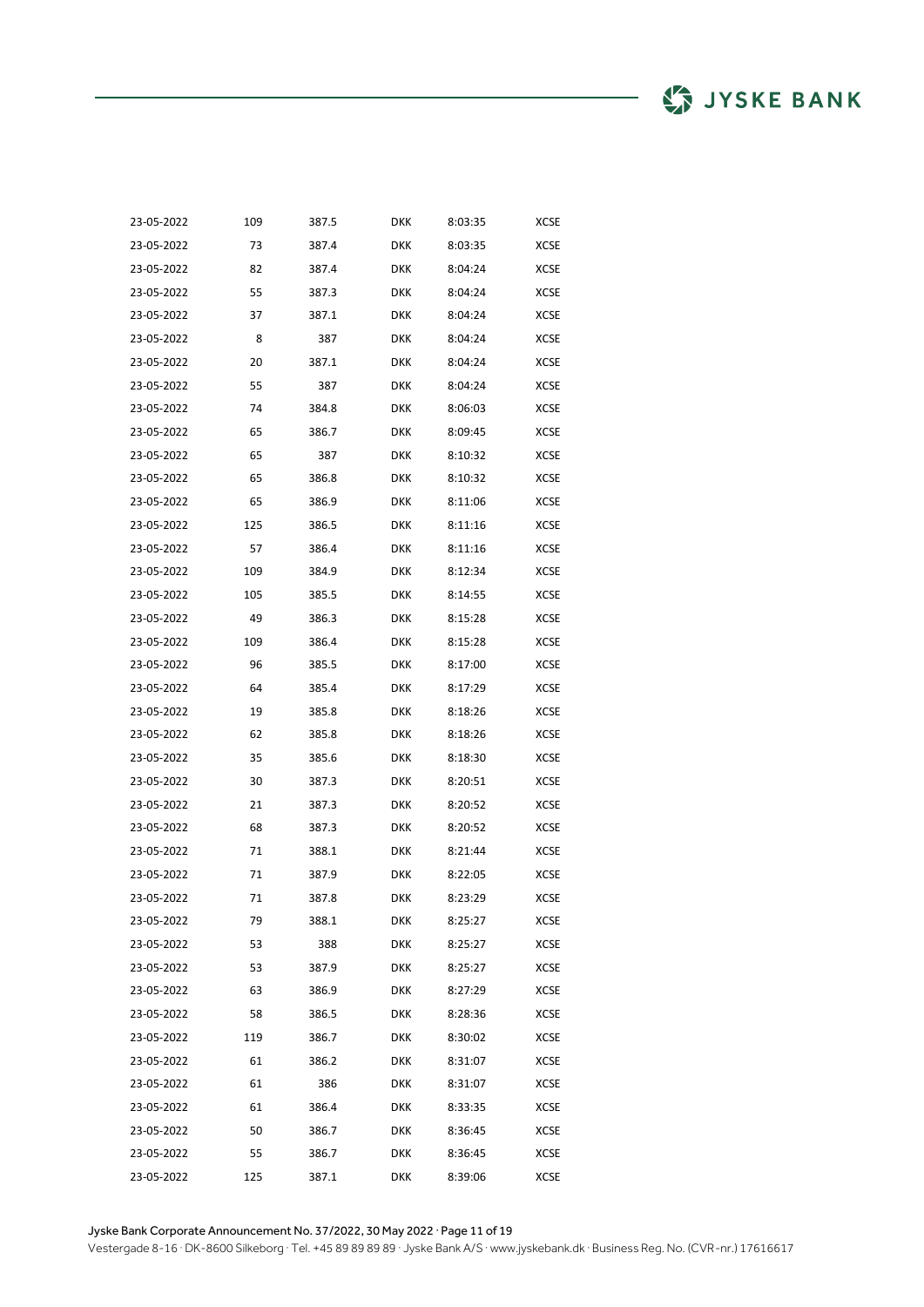| | | | | | |
|---|---|---|---|---|---|
| 23-05-2022 | 109 | 387.5 | DKK | 8:03:35 | XCSE |
| 23-05-2022 | 73 | 387.4 | DKK | 8:03:35 | XCSE |
| 23-05-2022 | 82 | 387.4 | DKK | 8:04:24 | XCSE |
| 23-05-2022 | 55 | 387.3 | DKK | 8:04:24 | XCSE |
| 23-05-2022 | 37 | 387.1 | DKK | 8:04:24 | XCSE |
| 23-05-2022 | 8 | 387 | DKK | 8:04:24 | XCSE |
| 23-05-2022 | 20 | 387.1 | DKK | 8:04:24 | XCSE |
| 23-05-2022 | 55 | 387 | DKK | 8:04:24 | XCSE |
| 23-05-2022 | 74 | 384.8 | DKK | 8:06:03 | XCSE |
| 23-05-2022 | 65 | 386.7 | DKK | 8:09:45 | XCSE |
| 23-05-2022 | 65 | 387 | DKK | 8:10:32 | XCSE |
| 23-05-2022 | 65 | 386.8 | DKK | 8:10:32 | XCSE |
| 23-05-2022 | 65 | 386.9 | DKK | 8:11:06 | XCSE |
| 23-05-2022 | 125 | 386.5 | DKK | 8:11:16 | XCSE |
| 23-05-2022 | 57 | 386.4 | DKK | 8:11:16 | XCSE |
| 23-05-2022 | 109 | 384.9 | DKK | 8:12:34 | XCSE |
| 23-05-2022 | 105 | 385.5 | DKK | 8:14:55 | XCSE |
| 23-05-2022 | 49 | 386.3 | DKK | 8:15:28 | XCSE |
| 23-05-2022 | 109 | 386.4 | DKK | 8:15:28 | XCSE |
| 23-05-2022 | 96 | 385.5 | DKK | 8:17:00 | XCSE |
| 23-05-2022 | 64 | 385.4 | DKK | 8:17:29 | XCSE |
| 23-05-2022 | 19 | 385.8 | DKK | 8:18:26 | XCSE |
| 23-05-2022 | 62 | 385.8 | DKK | 8:18:26 | XCSE |
| 23-05-2022 | 35 | 385.6 | DKK | 8:18:30 | XCSE |
| 23-05-2022 | 30 | 387.3 | DKK | 8:20:51 | XCSE |
| 23-05-2022 | 21 | 387.3 | DKK | 8:20:52 | XCSE |
| 23-05-2022 | 68 | 387.3 | DKK | 8:20:52 | XCSE |
| 23-05-2022 | 71 | 388.1 | DKK | 8:21:44 | XCSE |
| 23-05-2022 | 71 | 387.9 | DKK | 8:22:05 | XCSE |
| 23-05-2022 | 71 | 387.8 | DKK | 8:23:29 | XCSE |
| 23-05-2022 | 79 | 388.1 | DKK | 8:25:27 | XCSE |
| 23-05-2022 | 53 | 388 | DKK | 8:25:27 | XCSE |
| 23-05-2022 | 53 | 387.9 | DKK | 8:25:27 | XCSE |
| 23-05-2022 | 63 | 386.9 | DKK | 8:27:29 | XCSE |
| 23-05-2022 | 58 | 386.5 | DKK | 8:28:36 | XCSE |
| 23-05-2022 | 119 | 386.7 | DKK | 8:30:02 | XCSE |
| 23-05-2022 | 61 | 386.2 | DKK | 8:31:07 | XCSE |
| 23-05-2022 | 61 | 386 | DKK | 8:31:07 | XCSE |
| 23-05-2022 | 61 | 386.4 | DKK | 8:33:35 | XCSE |
| 23-05-2022 | 50 | 386.7 | DKK | 8:36:45 | XCSE |
| 23-05-2022 | 55 | 386.7 | DKK | 8:36:45 | XCSE |
| 23-05-2022 | 125 | 387.1 | DKK | 8:39:06 | XCSE |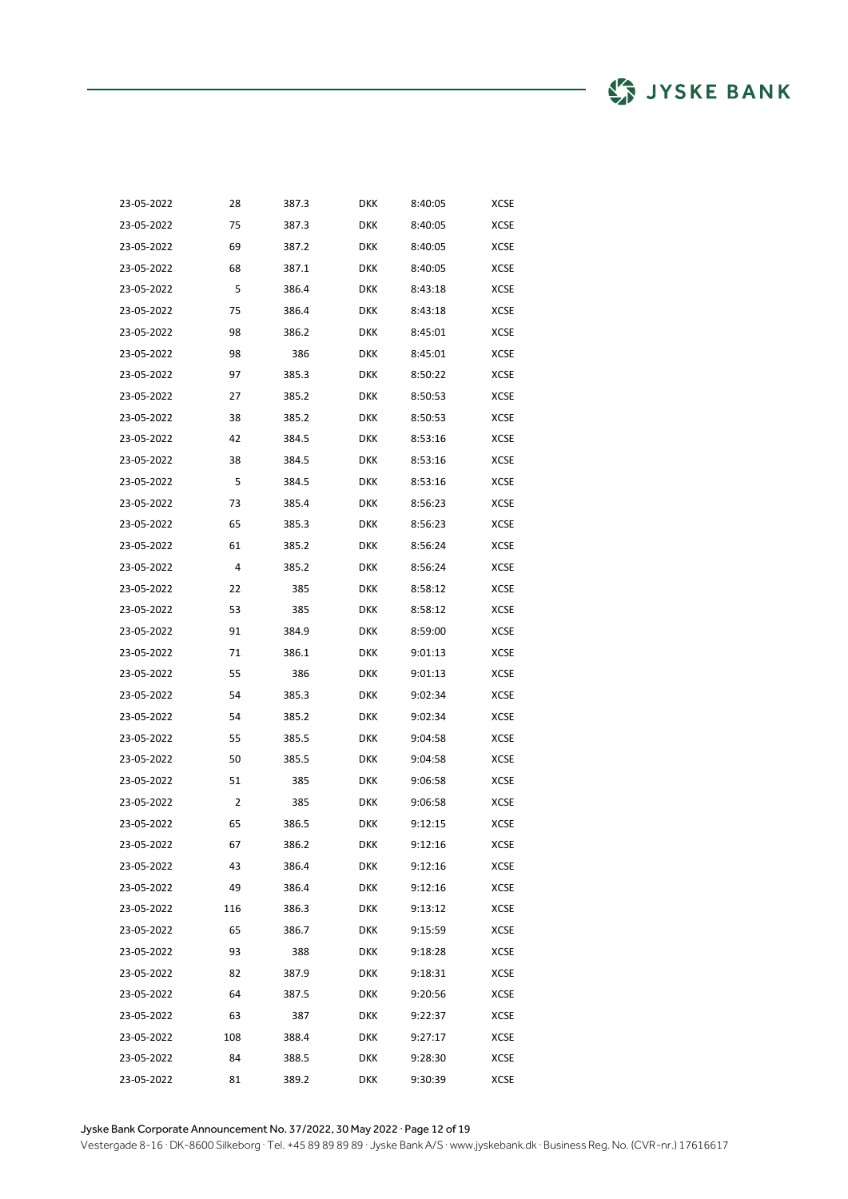| | | | | | |
|---|---|---|---|---|---|
| 23-05-2022 | 28 | 387.3 | DKK | 8:40:05 | XCSE |
| 23-05-2022 | 75 | 387.3 | DKK | 8:40:05 | XCSE |
| 23-05-2022 | 69 | 387.2 | DKK | 8:40:05 | XCSE |
| 23-05-2022 | 68 | 387.1 | DKK | 8:40:05 | XCSE |
| 23-05-2022 | 5 | 386.4 | DKK | 8:43:18 | XCSE |
| 23-05-2022 | 75 | 386.4 | DKK | 8:43:18 | XCSE |
| 23-05-2022 | 98 | 386.2 | DKK | 8:45:01 | XCSE |
| 23-05-2022 | 98 | 386 | DKK | 8:45:01 | XCSE |
| 23-05-2022 | 97 | 385.3 | DKK | 8:50:22 | XCSE |
| 23-05-2022 | 27 | 385.2 | DKK | 8:50:53 | XCSE |
| 23-05-2022 | 38 | 385.2 | DKK | 8:50:53 | XCSE |
| 23-05-2022 | 42 | 384.5 | DKK | 8:53:16 | XCSE |
| 23-05-2022 | 38 | 384.5 | DKK | 8:53:16 | XCSE |
| 23-05-2022 | 5 | 384.5 | DKK | 8:53:16 | XCSE |
| 23-05-2022 | 73 | 385.4 | DKK | 8:56:23 | XCSE |
| 23-05-2022 | 65 | 385.3 | DKK | 8:56:23 | XCSE |
| 23-05-2022 | 61 | 385.2 | DKK | 8:56:24 | XCSE |
| 23-05-2022 | 4 | 385.2 | DKK | 8:56:24 | XCSE |
| 23-05-2022 | 22 | 385 | DKK | 8:58:12 | XCSE |
| 23-05-2022 | 53 | 385 | DKK | 8:58:12 | XCSE |
| 23-05-2022 | 91 | 384.9 | DKK | 8:59:00 | XCSE |
| 23-05-2022 | 71 | 386.1 | DKK | 9:01:13 | XCSE |
| 23-05-2022 | 55 | 386 | DKK | 9:01:13 | XCSE |
| 23-05-2022 | 54 | 385.3 | DKK | 9:02:34 | XCSE |
| 23-05-2022 | 54 | 385.2 | DKK | 9:02:34 | XCSE |
| 23-05-2022 | 55 | 385.5 | DKK | 9:04:58 | XCSE |
| 23-05-2022 | 50 | 385.5 | DKK | 9:04:58 | XCSE |
| 23-05-2022 | 51 | 385 | DKK | 9:06:58 | XCSE |
| 23-05-2022 | 2 | 385 | DKK | 9:06:58 | XCSE |
| 23-05-2022 | 65 | 386.5 | DKK | 9:12:15 | XCSE |
| 23-05-2022 | 67 | 386.2 | DKK | 9:12:16 | XCSE |
| 23-05-2022 | 43 | 386.4 | DKK | 9:12:16 | XCSE |
| 23-05-2022 | 49 | 386.4 | DKK | 9:12:16 | XCSE |
| 23-05-2022 | 116 | 386.3 | DKK | 9:13:12 | XCSE |
| 23-05-2022 | 65 | 386.7 | DKK | 9:15:59 | XCSE |
| 23-05-2022 | 93 | 388 | DKK | 9:18:28 | XCSE |
| 23-05-2022 | 82 | 387.9 | DKK | 9:18:31 | XCSE |
| 23-05-2022 | 64 | 387.5 | DKK | 9:20:56 | XCSE |
| 23-05-2022 | 63 | 387 | DKK | 9:22:37 | XCSE |
| 23-05-2022 | 108 | 388.4 | DKK | 9:27:17 | XCSE |
| 23-05-2022 | 84 | 388.5 | DKK | 9:28:30 | XCSE |
| 23-05-2022 | 81 | 389.2 | DKK | 9:30:39 | XCSE |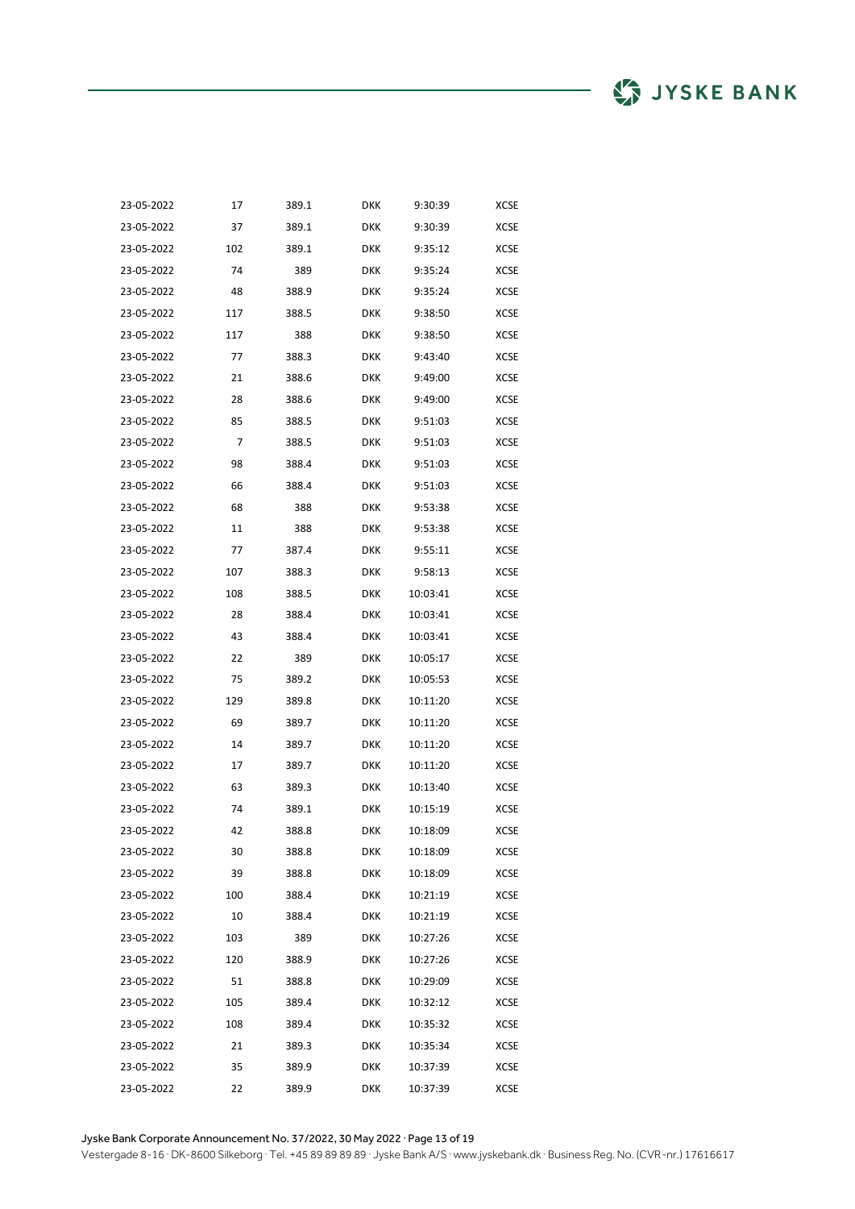| 23-05-2022 | 17 | 389.1 | DKK | 9:30:39 | XCSE |
|---|---|---|---|---|---|
| 23-05-2022 | 37 | 389.1 | DKK | 9:30:39 | XCSE |
| 23-05-2022 | 102 | 389.1 | DKK | 9:35:12 | XCSE |
| 23-05-2022 | 74 | 389 | DKK | 9:35:24 | XCSE |
| 23-05-2022 | 48 | 388.9 | DKK | 9:35:24 | XCSE |
| 23-05-2022 | 117 | 388.5 | DKK | 9:38:50 | XCSE |
| 23-05-2022 | 117 | 388 | DKK | 9:38:50 | XCSE |
| 23-05-2022 | 77 | 388.3 | DKK | 9:43:40 | XCSE |
| 23-05-2022 | 21 | 388.6 | DKK | 9:49:00 | XCSE |
| 23-05-2022 | 28 | 388.6 | DKK | 9:49:00 | XCSE |
| 23-05-2022 | 85 | 388.5 | DKK | 9:51:03 | XCSE |
| 23-05-2022 | 7 | 388.5 | DKK | 9:51:03 | XCSE |
| 23-05-2022 | 98 | 388.4 | DKK | 9:51:03 | XCSE |
| 23-05-2022 | 66 | 388.4 | DKK | 9:51:03 | XCSE |
| 23-05-2022 | 68 | 388 | DKK | 9:53:38 | XCSE |
| 23-05-2022 | 11 | 388 | DKK | 9:53:38 | XCSE |
| 23-05-2022 | 77 | 387.4 | DKK | 9:55:11 | XCSE |
| 23-05-2022 | 107 | 388.3 | DKK | 9:58:13 | XCSE |
| 23-05-2022 | 108 | 388.5 | DKK | 10:03:41 | XCSE |
| 23-05-2022 | 28 | 388.4 | DKK | 10:03:41 | XCSE |
| 23-05-2022 | 43 | 388.4 | DKK | 10:03:41 | XCSE |
| 23-05-2022 | 22 | 389 | DKK | 10:05:17 | XCSE |
| 23-05-2022 | 75 | 389.2 | DKK | 10:05:53 | XCSE |
| 23-05-2022 | 129 | 389.8 | DKK | 10:11:20 | XCSE |
| 23-05-2022 | 69 | 389.7 | DKK | 10:11:20 | XCSE |
| 23-05-2022 | 14 | 389.7 | DKK | 10:11:20 | XCSE |
| 23-05-2022 | 17 | 389.7 | DKK | 10:11:20 | XCSE |
| 23-05-2022 | 63 | 389.3 | DKK | 10:13:40 | XCSE |
| 23-05-2022 | 74 | 389.1 | DKK | 10:15:19 | XCSE |
| 23-05-2022 | 42 | 388.8 | DKK | 10:18:09 | XCSE |
| 23-05-2022 | 30 | 388.8 | DKK | 10:18:09 | XCSE |
| 23-05-2022 | 39 | 388.8 | DKK | 10:18:09 | XCSE |
| 23-05-2022 | 100 | 388.4 | DKK | 10:21:19 | XCSE |
| 23-05-2022 | 10 | 388.4 | DKK | 10:21:19 | XCSE |
| 23-05-2022 | 103 | 389 | DKK | 10:27:26 | XCSE |
| 23-05-2022 | 120 | 388.9 | DKK | 10:27:26 | XCSE |
| 23-05-2022 | 51 | 388.8 | DKK | 10:29:09 | XCSE |
| 23-05-2022 | 105 | 389.4 | DKK | 10:32:12 | XCSE |
| 23-05-2022 | 108 | 389.4 | DKK | 10:35:32 | XCSE |
| 23-05-2022 | 21 | 389.3 | DKK | 10:35:34 | XCSE |
| 23-05-2022 | 35 | 389.9 | DKK | 10:37:39 | XCSE |
| 23-05-2022 | 22 | 389.9 | DKK | 10:37:39 | XCSE |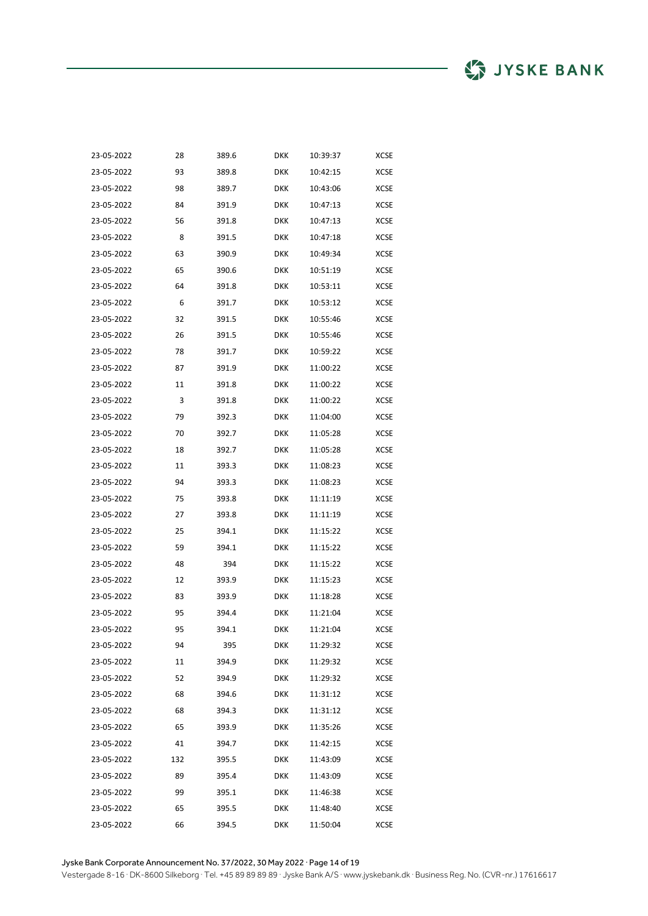| | | | | | |
|---|---|---|---|---|---|
| 23-05-2022 | 28 | 389.6 | DKK | 10:39:37 | XCSE |
| 23-05-2022 | 93 | 389.8 | DKK | 10:42:15 | XCSE |
| 23-05-2022 | 98 | 389.7 | DKK | 10:43:06 | XCSE |
| 23-05-2022 | 84 | 391.9 | DKK | 10:47:13 | XCSE |
| 23-05-2022 | 56 | 391.8 | DKK | 10:47:13 | XCSE |
| 23-05-2022 | 8 | 391.5 | DKK | 10:47:18 | XCSE |
| 23-05-2022 | 63 | 390.9 | DKK | 10:49:34 | XCSE |
| 23-05-2022 | 65 | 390.6 | DKK | 10:51:19 | XCSE |
| 23-05-2022 | 64 | 391.8 | DKK | 10:53:11 | XCSE |
| 23-05-2022 | 6 | 391.7 | DKK | 10:53:12 | XCSE |
| 23-05-2022 | 32 | 391.5 | DKK | 10:55:46 | XCSE |
| 23-05-2022 | 26 | 391.5 | DKK | 10:55:46 | XCSE |
| 23-05-2022 | 78 | 391.7 | DKK | 10:59:22 | XCSE |
| 23-05-2022 | 87 | 391.9 | DKK | 11:00:22 | XCSE |
| 23-05-2022 | 11 | 391.8 | DKK | 11:00:22 | XCSE |
| 23-05-2022 | 3 | 391.8 | DKK | 11:00:22 | XCSE |
| 23-05-2022 | 79 | 392.3 | DKK | 11:04:00 | XCSE |
| 23-05-2022 | 70 | 392.7 | DKK | 11:05:28 | XCSE |
| 23-05-2022 | 18 | 392.7 | DKK | 11:05:28 | XCSE |
| 23-05-2022 | 11 | 393.3 | DKK | 11:08:23 | XCSE |
| 23-05-2022 | 94 | 393.3 | DKK | 11:08:23 | XCSE |
| 23-05-2022 | 75 | 393.8 | DKK | 11:11:19 | XCSE |
| 23-05-2022 | 27 | 393.8 | DKK | 11:11:19 | XCSE |
| 23-05-2022 | 25 | 394.1 | DKK | 11:15:22 | XCSE |
| 23-05-2022 | 59 | 394.1 | DKK | 11:15:22 | XCSE |
| 23-05-2022 | 48 | 394 | DKK | 11:15:22 | XCSE |
| 23-05-2022 | 12 | 393.9 | DKK | 11:15:23 | XCSE |
| 23-05-2022 | 83 | 393.9 | DKK | 11:18:28 | XCSE |
| 23-05-2022 | 95 | 394.4 | DKK | 11:21:04 | XCSE |
| 23-05-2022 | 95 | 394.1 | DKK | 11:21:04 | XCSE |
| 23-05-2022 | 94 | 395 | DKK | 11:29:32 | XCSE |
| 23-05-2022 | 11 | 394.9 | DKK | 11:29:32 | XCSE |
| 23-05-2022 | 52 | 394.9 | DKK | 11:29:32 | XCSE |
| 23-05-2022 | 68 | 394.6 | DKK | 11:31:12 | XCSE |
| 23-05-2022 | 68 | 394.3 | DKK | 11:31:12 | XCSE |
| 23-05-2022 | 65 | 393.9 | DKK | 11:35:26 | XCSE |
| 23-05-2022 | 41 | 394.7 | DKK | 11:42:15 | XCSE |
| 23-05-2022 | 132 | 395.5 | DKK | 11:43:09 | XCSE |
| 23-05-2022 | 89 | 395.4 | DKK | 11:43:09 | XCSE |
| 23-05-2022 | 99 | 395.1 | DKK | 11:46:38 | XCSE |
| 23-05-2022 | 65 | 395.5 | DKK | 11:48:40 | XCSE |
| 23-05-2022 | 66 | 394.5 | DKK | 11:50:04 | XCSE |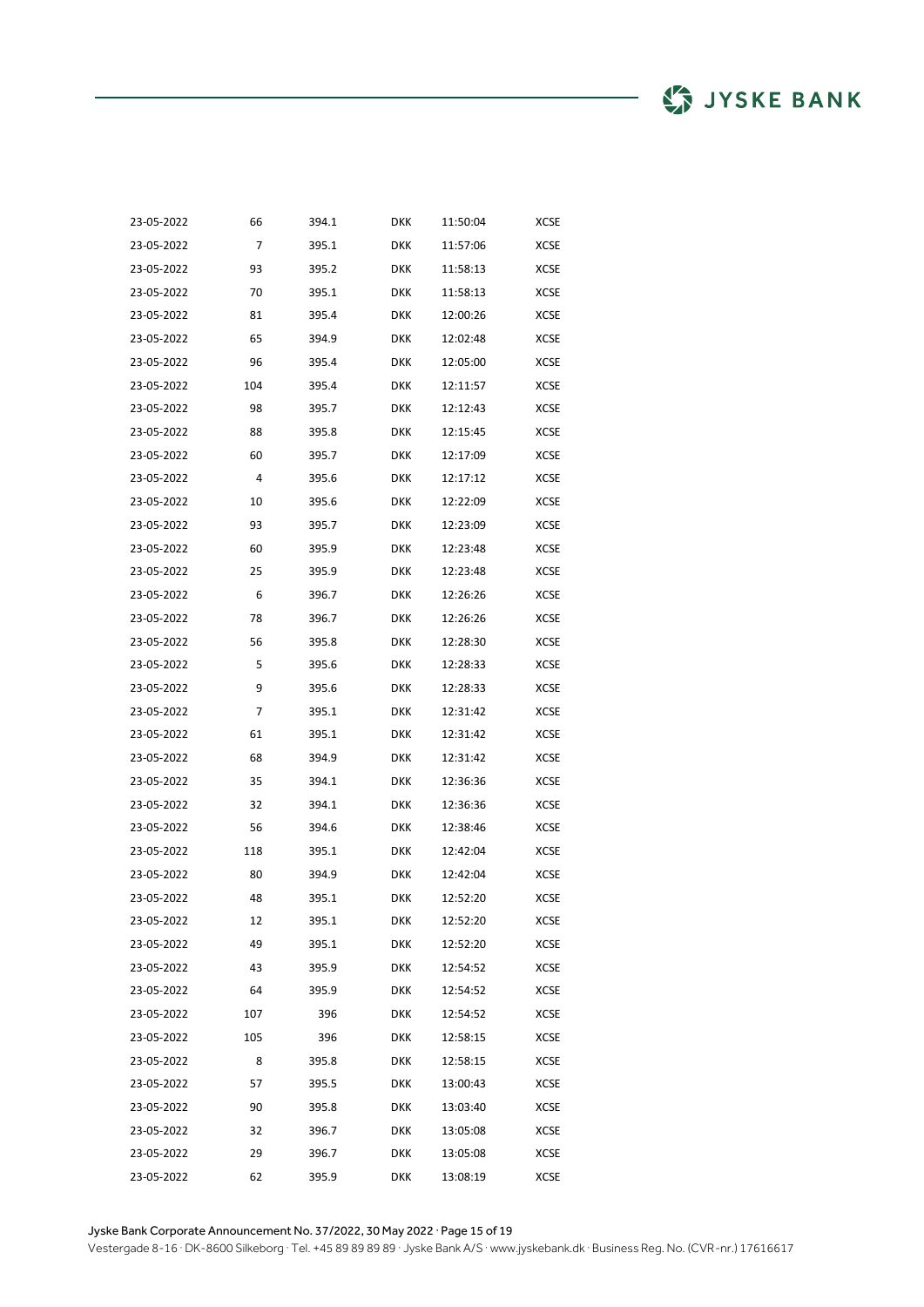| | | | | | |
|---|---|---|---|---|---|
| 23-05-2022 | 66 | 394.1 | DKK | 11:50:04 | XCSE |
| 23-05-2022 | 7 | 395.1 | DKK | 11:57:06 | XCSE |
| 23-05-2022 | 93 | 395.2 | DKK | 11:58:13 | XCSE |
| 23-05-2022 | 70 | 395.1 | DKK | 11:58:13 | XCSE |
| 23-05-2022 | 81 | 395.4 | DKK | 12:00:26 | XCSE |
| 23-05-2022 | 65 | 394.9 | DKK | 12:02:48 | XCSE |
| 23-05-2022 | 96 | 395.4 | DKK | 12:05:00 | XCSE |
| 23-05-2022 | 104 | 395.4 | DKK | 12:11:57 | XCSE |
| 23-05-2022 | 98 | 395.7 | DKK | 12:12:43 | XCSE |
| 23-05-2022 | 88 | 395.8 | DKK | 12:15:45 | XCSE |
| 23-05-2022 | 60 | 395.7 | DKK | 12:17:09 | XCSE |
| 23-05-2022 | 4 | 395.6 | DKK | 12:17:12 | XCSE |
| 23-05-2022 | 10 | 395.6 | DKK | 12:22:09 | XCSE |
| 23-05-2022 | 93 | 395.7 | DKK | 12:23:09 | XCSE |
| 23-05-2022 | 60 | 395.9 | DKK | 12:23:48 | XCSE |
| 23-05-2022 | 25 | 395.9 | DKK | 12:23:48 | XCSE |
| 23-05-2022 | 6 | 396.7 | DKK | 12:26:26 | XCSE |
| 23-05-2022 | 78 | 396.7 | DKK | 12:26:26 | XCSE |
| 23-05-2022 | 56 | 395.8 | DKK | 12:28:30 | XCSE |
| 23-05-2022 | 5 | 395.6 | DKK | 12:28:33 | XCSE |
| 23-05-2022 | 9 | 395.6 | DKK | 12:28:33 | XCSE |
| 23-05-2022 | 7 | 395.1 | DKK | 12:31:42 | XCSE |
| 23-05-2022 | 61 | 395.1 | DKK | 12:31:42 | XCSE |
| 23-05-2022 | 68 | 394.9 | DKK | 12:31:42 | XCSE |
| 23-05-2022 | 35 | 394.1 | DKK | 12:36:36 | XCSE |
| 23-05-2022 | 32 | 394.1 | DKK | 12:36:36 | XCSE |
| 23-05-2022 | 56 | 394.6 | DKK | 12:38:46 | XCSE |
| 23-05-2022 | 118 | 395.1 | DKK | 12:42:04 | XCSE |
| 23-05-2022 | 80 | 394.9 | DKK | 12:42:04 | XCSE |
| 23-05-2022 | 48 | 395.1 | DKK | 12:52:20 | XCSE |
| 23-05-2022 | 12 | 395.1 | DKK | 12:52:20 | XCSE |
| 23-05-2022 | 49 | 395.1 | DKK | 12:52:20 | XCSE |
| 23-05-2022 | 43 | 395.9 | DKK | 12:54:52 | XCSE |
| 23-05-2022 | 64 | 395.9 | DKK | 12:54:52 | XCSE |
| 23-05-2022 | 107 | 396 | DKK | 12:54:52 | XCSE |
| 23-05-2022 | 105 | 396 | DKK | 12:58:15 | XCSE |
| 23-05-2022 | 8 | 395.8 | DKK | 12:58:15 | XCSE |
| 23-05-2022 | 57 | 395.5 | DKK | 13:00:43 | XCSE |
| 23-05-2022 | 90 | 395.8 | DKK | 13:03:40 | XCSE |
| 23-05-2022 | 32 | 396.7 | DKK | 13:05:08 | XCSE |
| 23-05-2022 | 29 | 396.7 | DKK | 13:05:08 | XCSE |
| 23-05-2022 | 62 | 395.9 | DKK | 13:08:19 | XCSE |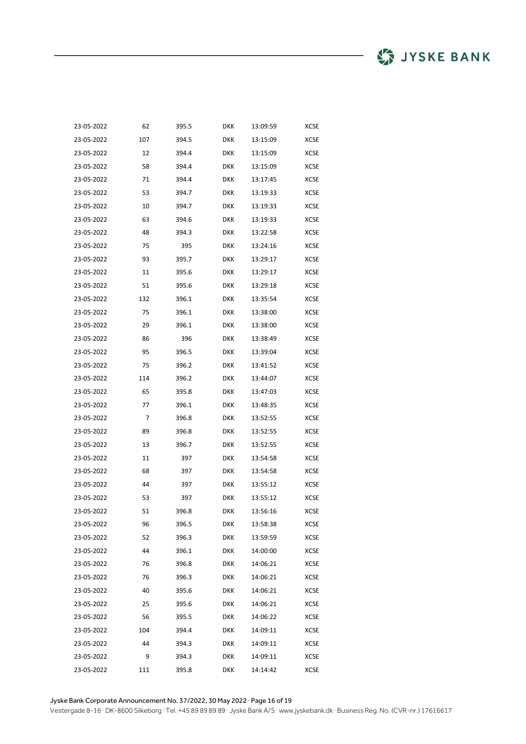| | | | | | |
|---|---|---|---|---|---|
| 23-05-2022 | 62 | 395.5 | DKK | 13:09:59 | XCSE |
| 23-05-2022 | 107 | 394.5 | DKK | 13:15:09 | XCSE |
| 23-05-2022 | 12 | 394.4 | DKK | 13:15:09 | XCSE |
| 23-05-2022 | 58 | 394.4 | DKK | 13:15:09 | XCSE |
| 23-05-2022 | 71 | 394.4 | DKK | 13:17:45 | XCSE |
| 23-05-2022 | 53 | 394.7 | DKK | 13:19:33 | XCSE |
| 23-05-2022 | 10 | 394.7 | DKK | 13:19:33 | XCSE |
| 23-05-2022 | 63 | 394.6 | DKK | 13:19:33 | XCSE |
| 23-05-2022 | 48 | 394.3 | DKK | 13:22:58 | XCSE |
| 23-05-2022 | 75 | 395 | DKK | 13:24:16 | XCSE |
| 23-05-2022 | 93 | 395.7 | DKK | 13:29:17 | XCSE |
| 23-05-2022 | 11 | 395.6 | DKK | 13:29:17 | XCSE |
| 23-05-2022 | 51 | 395.6 | DKK | 13:29:18 | XCSE |
| 23-05-2022 | 132 | 396.1 | DKK | 13:35:54 | XCSE |
| 23-05-2022 | 75 | 396.1 | DKK | 13:38:00 | XCSE |
| 23-05-2022 | 29 | 396.1 | DKK | 13:38:00 | XCSE |
| 23-05-2022 | 86 | 396 | DKK | 13:38:49 | XCSE |
| 23-05-2022 | 95 | 396.5 | DKK | 13:39:04 | XCSE |
| 23-05-2022 | 75 | 396.2 | DKK | 13:41:52 | XCSE |
| 23-05-2022 | 114 | 396.2 | DKK | 13:44:07 | XCSE |
| 23-05-2022 | 65 | 395.8 | DKK | 13:47:03 | XCSE |
| 23-05-2022 | 77 | 396.1 | DKK | 13:48:35 | XCSE |
| 23-05-2022 | 7 | 396.8 | DKK | 13:52:55 | XCSE |
| 23-05-2022 | 89 | 396.8 | DKK | 13:52:55 | XCSE |
| 23-05-2022 | 13 | 396.7 | DKK | 13:52:55 | XCSE |
| 23-05-2022 | 11 | 397 | DKK | 13:54:58 | XCSE |
| 23-05-2022 | 68 | 397 | DKK | 13:54:58 | XCSE |
| 23-05-2022 | 44 | 397 | DKK | 13:55:12 | XCSE |
| 23-05-2022 | 53 | 397 | DKK | 13:55:12 | XCSE |
| 23-05-2022 | 51 | 396.8 | DKK | 13:56:16 | XCSE |
| 23-05-2022 | 96 | 396.5 | DKK | 13:58:38 | XCSE |
| 23-05-2022 | 52 | 396.3 | DKK | 13:59:59 | XCSE |
| 23-05-2022 | 44 | 396.1 | DKK | 14:00:00 | XCSE |
| 23-05-2022 | 76 | 396.8 | DKK | 14:06:21 | XCSE |
| 23-05-2022 | 76 | 396.3 | DKK | 14:06:21 | XCSE |
| 23-05-2022 | 40 | 395.6 | DKK | 14:06:21 | XCSE |
| 23-05-2022 | 25 | 395.6 | DKK | 14:06:21 | XCSE |
| 23-05-2022 | 56 | 395.5 | DKK | 14:06:22 | XCSE |
| 23-05-2022 | 104 | 394.4 | DKK | 14:09:11 | XCSE |
| 23-05-2022 | 44 | 394.3 | DKK | 14:09:11 | XCSE |
| 23-05-2022 | 9 | 394.3 | DKK | 14:09:11 | XCSE |
| 23-05-2022 | 111 | 395.8 | DKK | 14:14:42 | XCSE |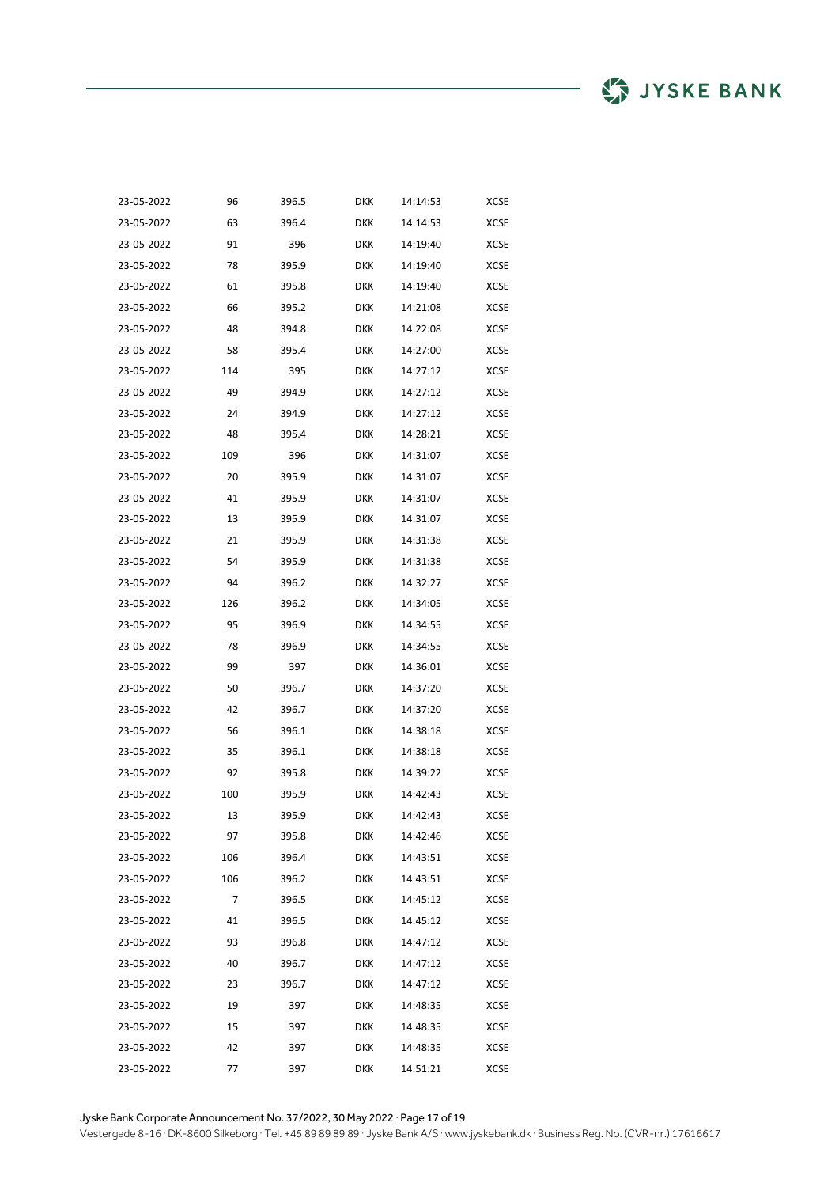| | | | | | |
|---|---|---|---|---|---|
| 23-05-2022 | 96 | 396.5 | DKK | 14:14:53 | XCSE |
| 23-05-2022 | 63 | 396.4 | DKK | 14:14:53 | XCSE |
| 23-05-2022 | 91 | 396 | DKK | 14:19:40 | XCSE |
| 23-05-2022 | 78 | 395.9 | DKK | 14:19:40 | XCSE |
| 23-05-2022 | 61 | 395.8 | DKK | 14:19:40 | XCSE |
| 23-05-2022 | 66 | 395.2 | DKK | 14:21:08 | XCSE |
| 23-05-2022 | 48 | 394.8 | DKK | 14:22:08 | XCSE |
| 23-05-2022 | 58 | 395.4 | DKK | 14:27:00 | XCSE |
| 23-05-2022 | 114 | 395 | DKK | 14:27:12 | XCSE |
| 23-05-2022 | 49 | 394.9 | DKK | 14:27:12 | XCSE |
| 23-05-2022 | 24 | 394.9 | DKK | 14:27:12 | XCSE |
| 23-05-2022 | 48 | 395.4 | DKK | 14:28:21 | XCSE |
| 23-05-2022 | 109 | 396 | DKK | 14:31:07 | XCSE |
| 23-05-2022 | 20 | 395.9 | DKK | 14:31:07 | XCSE |
| 23-05-2022 | 41 | 395.9 | DKK | 14:31:07 | XCSE |
| 23-05-2022 | 13 | 395.9 | DKK | 14:31:07 | XCSE |
| 23-05-2022 | 21 | 395.9 | DKK | 14:31:38 | XCSE |
| 23-05-2022 | 54 | 395.9 | DKK | 14:31:38 | XCSE |
| 23-05-2022 | 94 | 396.2 | DKK | 14:32:27 | XCSE |
| 23-05-2022 | 126 | 396.2 | DKK | 14:34:05 | XCSE |
| 23-05-2022 | 95 | 396.9 | DKK | 14:34:55 | XCSE |
| 23-05-2022 | 78 | 396.9 | DKK | 14:34:55 | XCSE |
| 23-05-2022 | 99 | 397 | DKK | 14:36:01 | XCSE |
| 23-05-2022 | 50 | 396.7 | DKK | 14:37:20 | XCSE |
| 23-05-2022 | 42 | 396.7 | DKK | 14:37:20 | XCSE |
| 23-05-2022 | 56 | 396.1 | DKK | 14:38:18 | XCSE |
| 23-05-2022 | 35 | 396.1 | DKK | 14:38:18 | XCSE |
| 23-05-2022 | 92 | 395.8 | DKK | 14:39:22 | XCSE |
| 23-05-2022 | 100 | 395.9 | DKK | 14:42:43 | XCSE |
| 23-05-2022 | 13 | 395.9 | DKK | 14:42:43 | XCSE |
| 23-05-2022 | 97 | 395.8 | DKK | 14:42:46 | XCSE |
| 23-05-2022 | 106 | 396.4 | DKK | 14:43:51 | XCSE |
| 23-05-2022 | 106 | 396.2 | DKK | 14:43:51 | XCSE |
| 23-05-2022 | 7 | 396.5 | DKK | 14:45:12 | XCSE |
| 23-05-2022 | 41 | 396.5 | DKK | 14:45:12 | XCSE |
| 23-05-2022 | 93 | 396.8 | DKK | 14:47:12 | XCSE |
| 23-05-2022 | 40 | 396.7 | DKK | 14:47:12 | XCSE |
| 23-05-2022 | 23 | 396.7 | DKK | 14:47:12 | XCSE |
| 23-05-2022 | 19 | 397 | DKK | 14:48:35 | XCSE |
| 23-05-2022 | 15 | 397 | DKK | 14:48:35 | XCSE |
| 23-05-2022 | 42 | 397 | DKK | 14:48:35 | XCSE |
| 23-05-2022 | 77 | 397 | DKK | 14:51:21 | XCSE |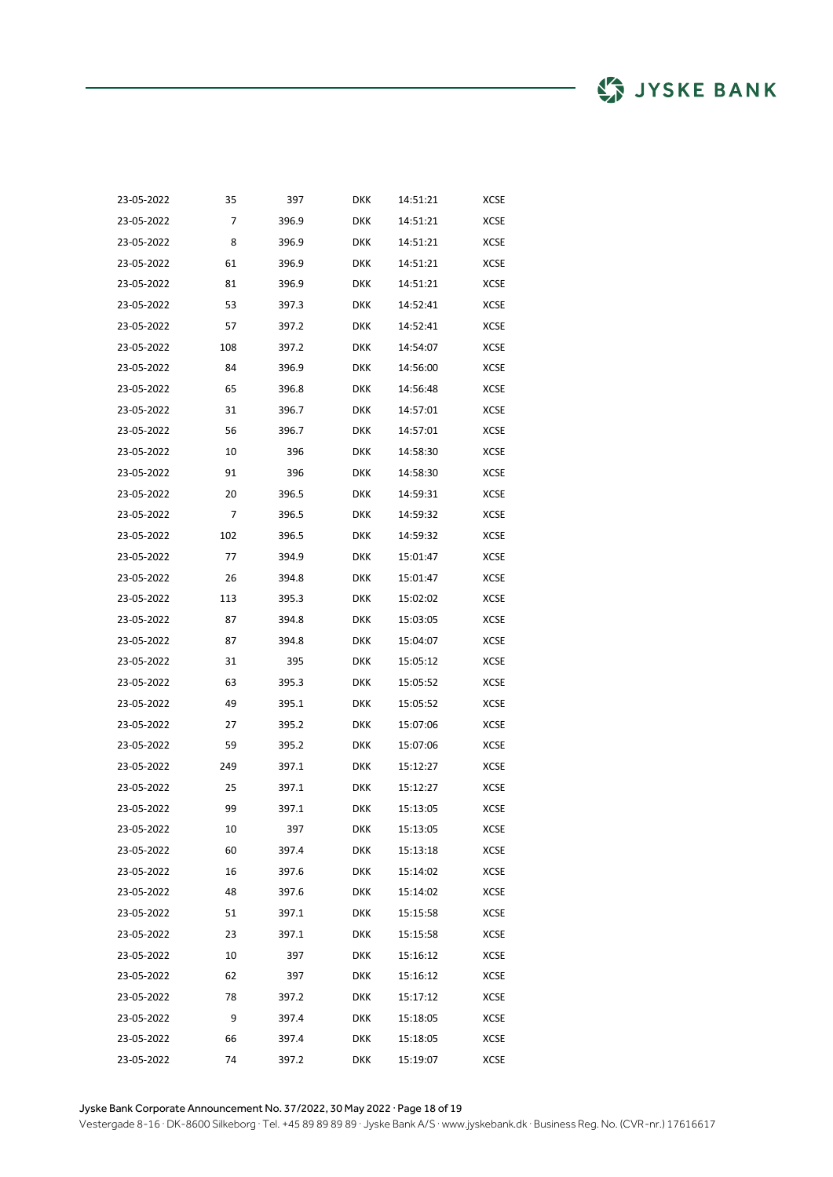| | | | | | |
|---|---|---|---|---|---|
| 23-05-2022 | 35 | 397 | DKK | 14:51:21 | XCSE |
| 23-05-2022 | 7 | 396.9 | DKK | 14:51:21 | XCSE |
| 23-05-2022 | 8 | 396.9 | DKK | 14:51:21 | XCSE |
| 23-05-2022 | 61 | 396.9 | DKK | 14:51:21 | XCSE |
| 23-05-2022 | 81 | 396.9 | DKK | 14:51:21 | XCSE |
| 23-05-2022 | 53 | 397.3 | DKK | 14:52:41 | XCSE |
| 23-05-2022 | 57 | 397.2 | DKK | 14:52:41 | XCSE |
| 23-05-2022 | 108 | 397.2 | DKK | 14:54:07 | XCSE |
| 23-05-2022 | 84 | 396.9 | DKK | 14:56:00 | XCSE |
| 23-05-2022 | 65 | 396.8 | DKK | 14:56:48 | XCSE |
| 23-05-2022 | 31 | 396.7 | DKK | 14:57:01 | XCSE |
| 23-05-2022 | 56 | 396.7 | DKK | 14:57:01 | XCSE |
| 23-05-2022 | 10 | 396 | DKK | 14:58:30 | XCSE |
| 23-05-2022 | 91 | 396 | DKK | 14:58:30 | XCSE |
| 23-05-2022 | 20 | 396.5 | DKK | 14:59:31 | XCSE |
| 23-05-2022 | 7 | 396.5 | DKK | 14:59:32 | XCSE |
| 23-05-2022 | 102 | 396.5 | DKK | 14:59:32 | XCSE |
| 23-05-2022 | 77 | 394.9 | DKK | 15:01:47 | XCSE |
| 23-05-2022 | 26 | 394.8 | DKK | 15:01:47 | XCSE |
| 23-05-2022 | 113 | 395.3 | DKK | 15:02:02 | XCSE |
| 23-05-2022 | 87 | 394.8 | DKK | 15:03:05 | XCSE |
| 23-05-2022 | 87 | 394.8 | DKK | 15:04:07 | XCSE |
| 23-05-2022 | 31 | 395 | DKK | 15:05:12 | XCSE |
| 23-05-2022 | 63 | 395.3 | DKK | 15:05:52 | XCSE |
| 23-05-2022 | 49 | 395.1 | DKK | 15:05:52 | XCSE |
| 23-05-2022 | 27 | 395.2 | DKK | 15:07:06 | XCSE |
| 23-05-2022 | 59 | 395.2 | DKK | 15:07:06 | XCSE |
| 23-05-2022 | 249 | 397.1 | DKK | 15:12:27 | XCSE |
| 23-05-2022 | 25 | 397.1 | DKK | 15:12:27 | XCSE |
| 23-05-2022 | 99 | 397.1 | DKK | 15:13:05 | XCSE |
| 23-05-2022 | 10 | 397 | DKK | 15:13:05 | XCSE |
| 23-05-2022 | 60 | 397.4 | DKK | 15:13:18 | XCSE |
| 23-05-2022 | 16 | 397.6 | DKK | 15:14:02 | XCSE |
| 23-05-2022 | 48 | 397.6 | DKK | 15:14:02 | XCSE |
| 23-05-2022 | 51 | 397.1 | DKK | 15:15:58 | XCSE |
| 23-05-2022 | 23 | 397.1 | DKK | 15:15:58 | XCSE |
| 23-05-2022 | 10 | 397 | DKK | 15:16:12 | XCSE |
| 23-05-2022 | 62 | 397 | DKK | 15:16:12 | XCSE |
| 23-05-2022 | 78 | 397.2 | DKK | 15:17:12 | XCSE |
| 23-05-2022 | 9 | 397.4 | DKK | 15:18:05 | XCSE |
| 23-05-2022 | 66 | 397.4 | DKK | 15:18:05 | XCSE |
| 23-05-2022 | 74 | 397.2 | DKK | 15:19:07 | XCSE |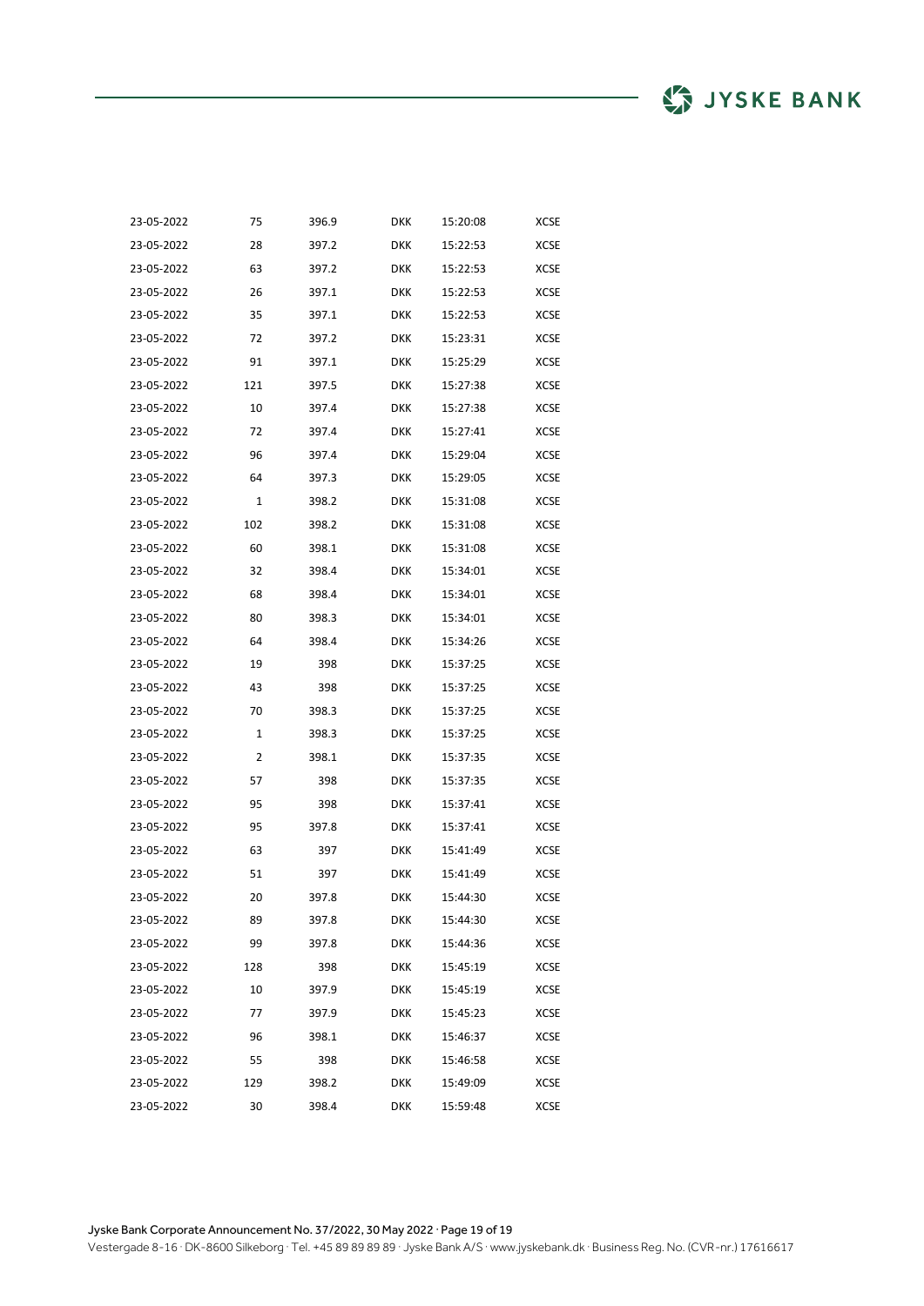| | | | | | |
|---|---|---|---|---|---|
| 23-05-2022 | 75 | 396.9 | DKK | 15:20:08 | XCSE |
| 23-05-2022 | 28 | 397.2 | DKK | 15:22:53 | XCSE |
| 23-05-2022 | 63 | 397.2 | DKK | 15:22:53 | XCSE |
| 23-05-2022 | 26 | 397.1 | DKK | 15:22:53 | XCSE |
| 23-05-2022 | 35 | 397.1 | DKK | 15:22:53 | XCSE |
| 23-05-2022 | 72 | 397.2 | DKK | 15:23:31 | XCSE |
| 23-05-2022 | 91 | 397.1 | DKK | 15:25:29 | XCSE |
| 23-05-2022 | 121 | 397.5 | DKK | 15:27:38 | XCSE |
| 23-05-2022 | 10 | 397.4 | DKK | 15:27:38 | XCSE |
| 23-05-2022 | 72 | 397.4 | DKK | 15:27:41 | XCSE |
| 23-05-2022 | 96 | 397.4 | DKK | 15:29:04 | XCSE |
| 23-05-2022 | 64 | 397.3 | DKK | 15:29:05 | XCSE |
| 23-05-2022 | 1 | 398.2 | DKK | 15:31:08 | XCSE |
| 23-05-2022 | 102 | 398.2 | DKK | 15:31:08 | XCSE |
| 23-05-2022 | 60 | 398.1 | DKK | 15:31:08 | XCSE |
| 23-05-2022 | 32 | 398.4 | DKK | 15:34:01 | XCSE |
| 23-05-2022 | 68 | 398.4 | DKK | 15:34:01 | XCSE |
| 23-05-2022 | 80 | 398.3 | DKK | 15:34:01 | XCSE |
| 23-05-2022 | 64 | 398.4 | DKK | 15:34:26 | XCSE |
| 23-05-2022 | 19 | 398 | DKK | 15:37:25 | XCSE |
| 23-05-2022 | 43 | 398 | DKK | 15:37:25 | XCSE |
| 23-05-2022 | 70 | 398.3 | DKK | 15:37:25 | XCSE |
| 23-05-2022 | 1 | 398.3 | DKK | 15:37:25 | XCSE |
| 23-05-2022 | 2 | 398.1 | DKK | 15:37:35 | XCSE |
| 23-05-2022 | 57 | 398 | DKK | 15:37:35 | XCSE |
| 23-05-2022 | 95 | 398 | DKK | 15:37:41 | XCSE |
| 23-05-2022 | 95 | 397.8 | DKK | 15:37:41 | XCSE |
| 23-05-2022 | 63 | 397 | DKK | 15:41:49 | XCSE |
| 23-05-2022 | 51 | 397 | DKK | 15:41:49 | XCSE |
| 23-05-2022 | 20 | 397.8 | DKK | 15:44:30 | XCSE |
| 23-05-2022 | 89 | 397.8 | DKK | 15:44:30 | XCSE |
| 23-05-2022 | 99 | 397.8 | DKK | 15:44:36 | XCSE |
| 23-05-2022 | 128 | 398 | DKK | 15:45:19 | XCSE |
| 23-05-2022 | 10 | 397.9 | DKK | 15:45:19 | XCSE |
| 23-05-2022 | 77 | 397.9 | DKK | 15:45:23 | XCSE |
| 23-05-2022 | 96 | 398.1 | DKK | 15:46:37 | XCSE |
| 23-05-2022 | 55 | 398 | DKK | 15:46:58 | XCSE |
| 23-05-2022 | 129 | 398.2 | DKK | 15:49:09 | XCSE |
| 23-05-2022 | 30 | 398.4 | DKK | 15:59:48 | XCSE |